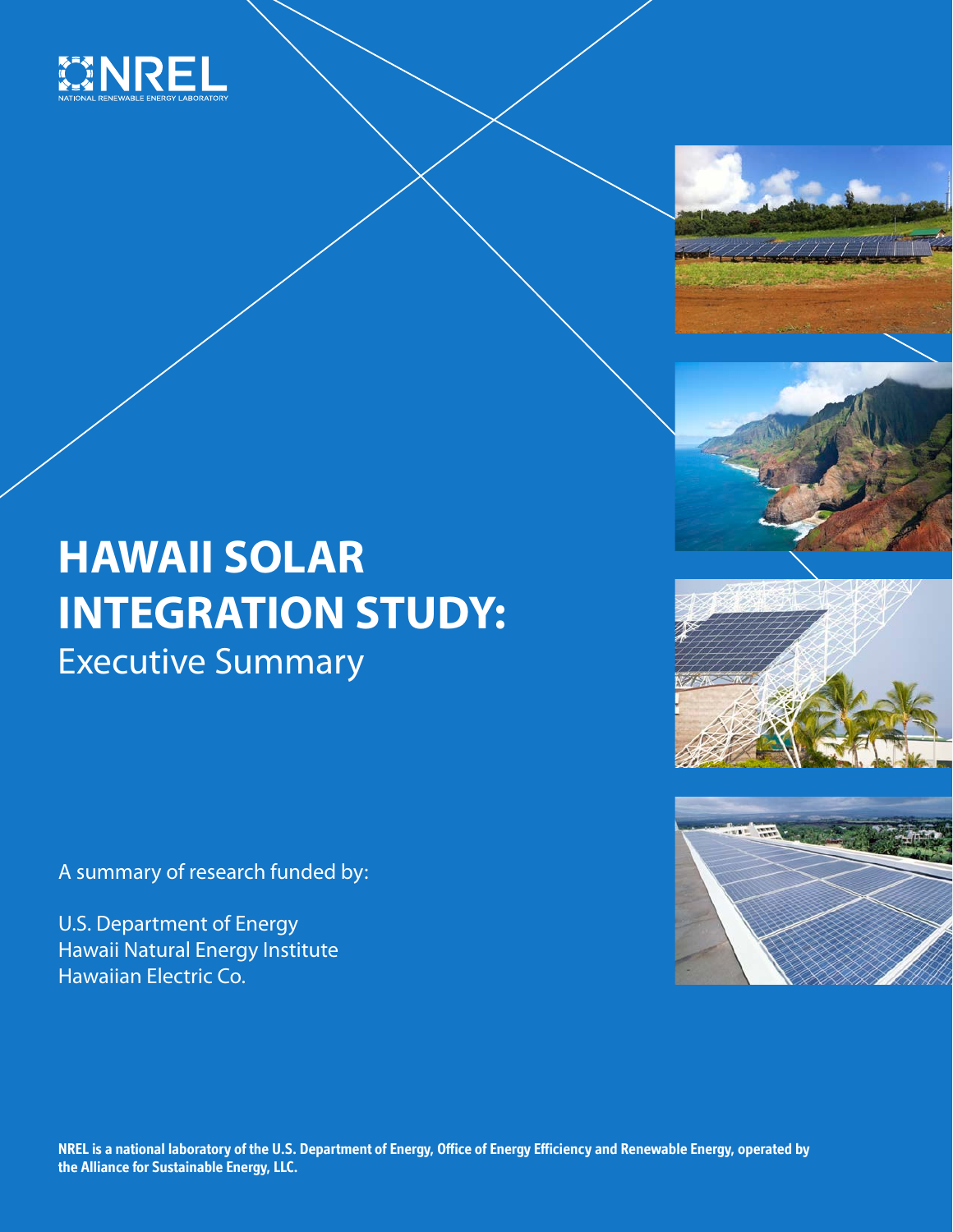NREL

NATIONAL RENEWABLE ENERGY LABORATORY

# HAWAII SOLAR INTEGRATION STUDY:

## Executive Summary

A summary of research funded by:

U.S. Department of Energy
Hawaii Natural Energy Institute
Hawaiian Electric Co.

**NREL is a national laboratory of the U.S. Department of Energy, Office of Energy Efficiency and Renewable Energy, operated by the Alliance for Sustainable Energy, LLC.**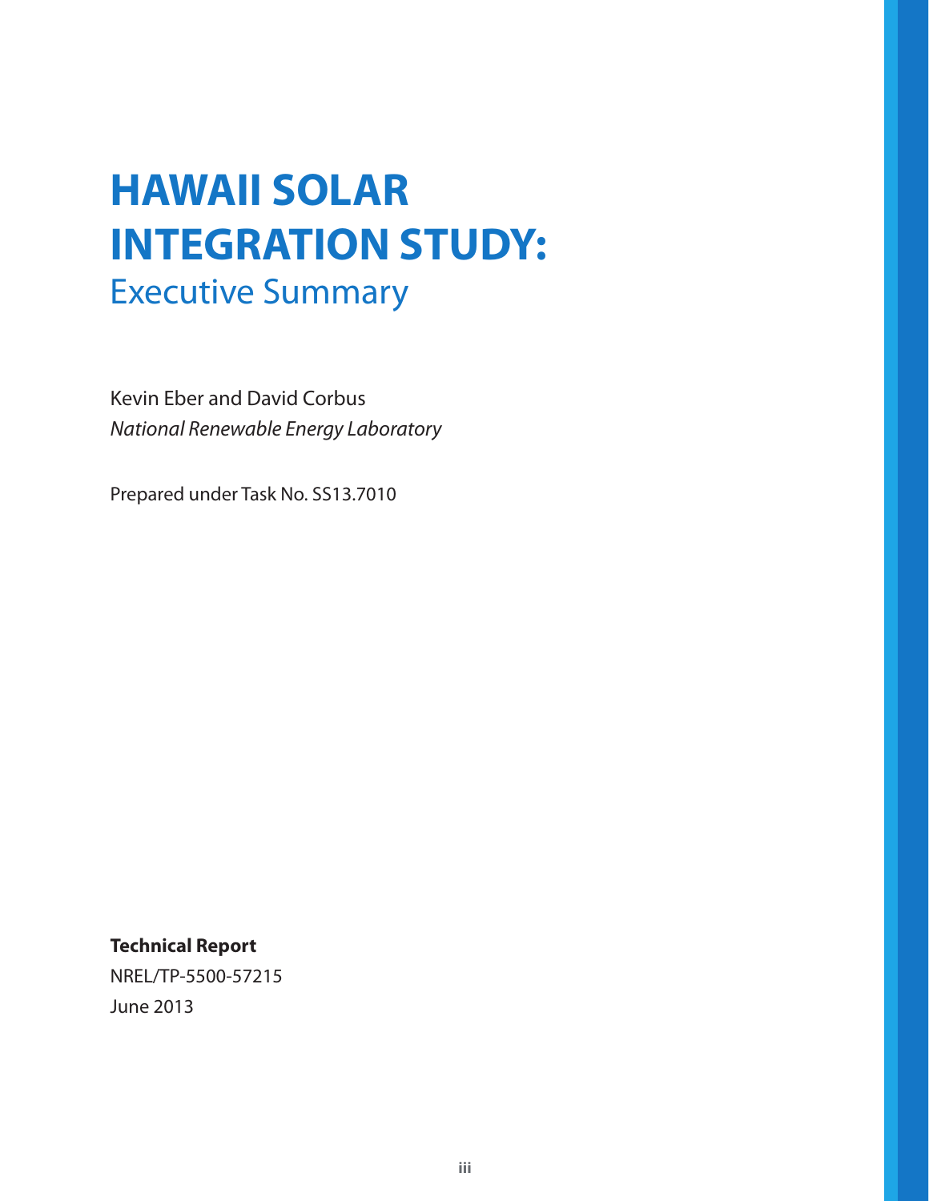# HAWAII SOLAR INTEGRATION STUDY:

## Executive Summary

Kevin Eber and David Corbus
*National Renewable Energy Laboratory*

Prepared under Task No. SS13.7010

**Technical Report**
NREL/TP-5500-57215
June 2013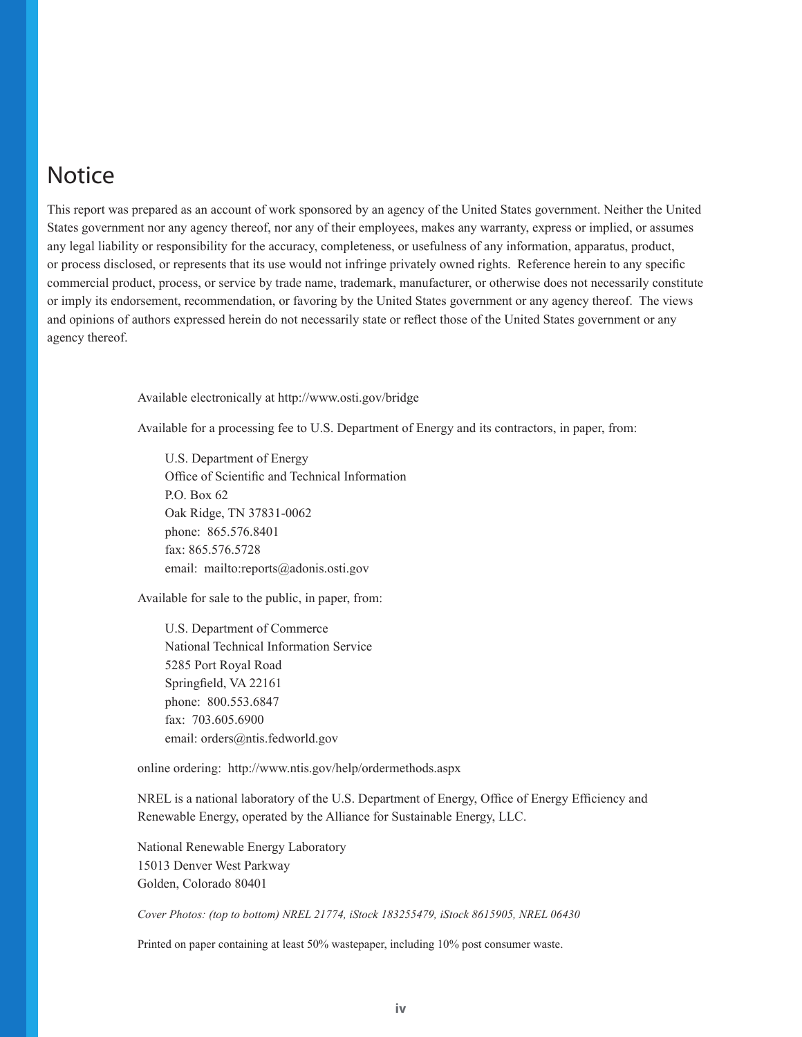# Notice

This report was prepared as an account of work sponsored by an agency of the United States government. Neither the United States government nor any agency thereof, nor any of their employees, makes any warranty, express or implied, or assumes any legal liability or responsibility for the accuracy, completeness, or usefulness of any information, apparatus, product, or process disclosed, or represents that its use would not infringe privately owned rights. Reference herein to any specific commercial product, process, or service by trade name, trademark, manufacturer, or otherwise does not necessarily constitute or imply its endorsement, recommendation, or favoring by the United States government or any agency thereof. The views and opinions of authors expressed herein do not necessarily state or reflect those of the United States government or any agency thereof.

Available electronically at http://www.osti.gov/bridge

Available for a processing fee to U.S. Department of Energy and its contractors, in paper, from:

U.S. Department of Energy
Office of Scientific and Technical Information
P.O. Box 62
Oak Ridge, TN 37831-0062
phone: 865.576.8401
fax: 865.576.5728
email: mailto:reports@adonis.osti.gov

Available for sale to the public, in paper, from:

U.S. Department of Commerce
National Technical Information Service
5285 Port Royal Road
Springfield, VA 22161
phone: 800.553.6847
fax: 703.605.6900
email: orders@ntis.fedworld.gov

online ordering: http://www.ntis.gov/help/ordermethods.aspx

NREL is a national laboratory of the U.S. Department of Energy, Office of Energy Efficiency and Renewable Energy, operated by the Alliance for Sustainable Energy, LLC.

National Renewable Energy Laboratory
15013 Denver West Parkway
Golden, Colorado 80401

*Cover Photos: (top to bottom) NREL 21774, iStock 183255479, iStock 8615905, NREL 06430*

Printed on paper containing at least 50% wastepaper, including 10% post consumer waste.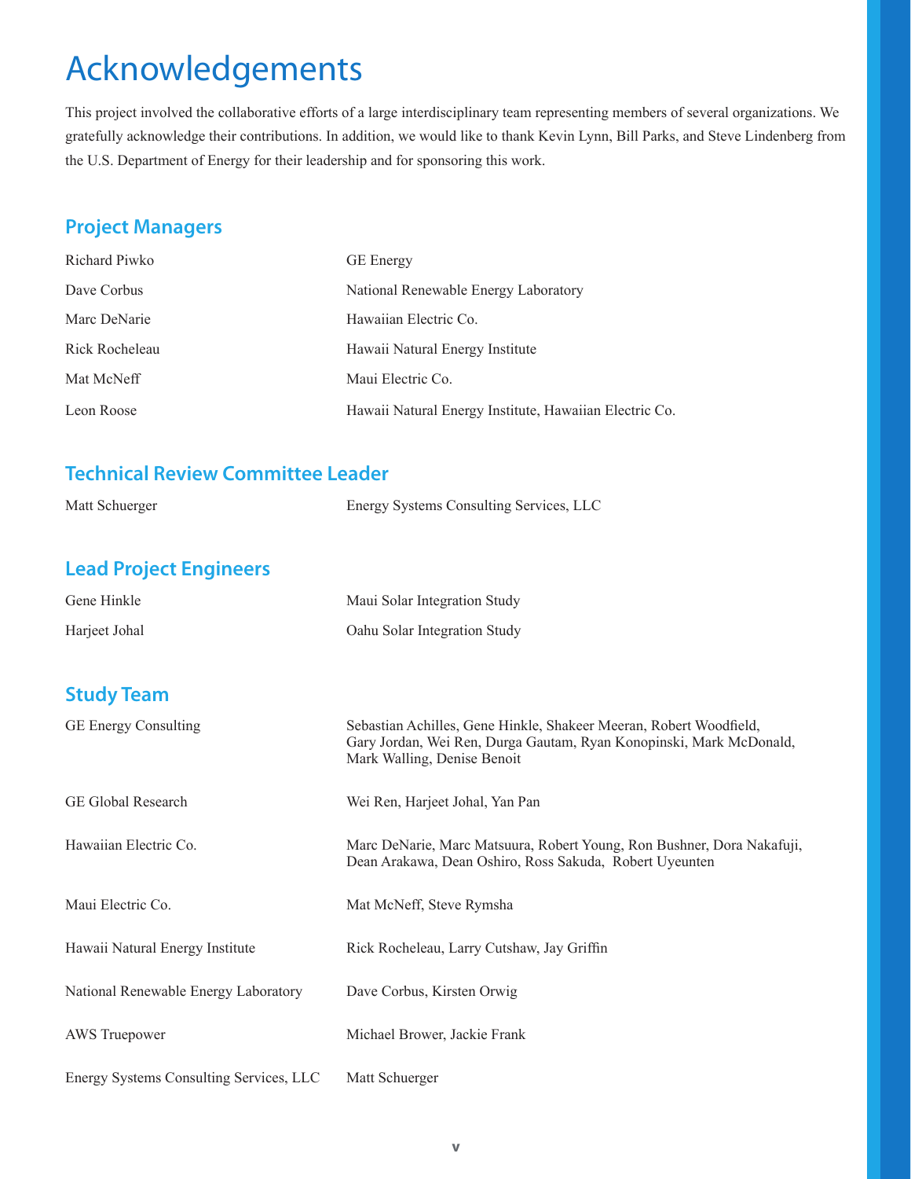# Acknowledgements

This project involved the collaborative efforts of a large interdisciplinary team representing members of several organizations. We gratefully acknowledge their contributions. In addition, we would like to thank Kevin Lynn, Bill Parks, and Steve Lindenberg from the U.S. Department of Energy for their leadership and for sponsoring this work.

## Project Managers

| | |
|---|---|
| Richard Piwko | GE Energy |
| Dave Corbus | National Renewable Energy Laboratory |
| Marc DeNarie | Hawaiian Electric Co. |
| Rick Rocheleau | Hawaii Natural Energy Institute |
| Mat McNeff | Maui Electric Co. |
| Leon Roose | Hawaii Natural Energy Institute, Hawaiian Electric Co. |

## Technical Review Committee Leader

| | |
|---|---|
| Matt Schuerger | Energy Systems Consulting Services, LLC |

## Lead Project Engineers

| | |
|---|---|
| Gene Hinkle | Maui Solar Integration Study |
| Harjeet Johal | Oahu Solar Integration Study |

## Study Team

| | |
|---|---|
| GE Energy Consulting | Sebastian Achilles, Gene Hinkle, Shakeer Meeran, Robert Woodfield, Gary Jordan, Wei Ren, Durga Gautam, Ryan Konopinski, Mark McDonald, Mark Walling, Denise Benoit |
| GE Global Research | Wei Ren, Harjeet Johal, Yan Pan |
| Hawaiian Electric Co. | Marc DeNarie, Marc Matsuura, Robert Young, Ron Bushner, Dora Nakafuji, Dean Arakawa, Dean Oshiro, Ross Sakuda, Robert Uyeunten |
| Maui Electric Co. | Mat McNeff, Steve Rymsha |
| Hawaii Natural Energy Institute | Rick Rocheleau, Larry Cutshaw, Jay Griffin |
| National Renewable Energy Laboratory | Dave Corbus, Kirsten Orwig |
| AWS Truepower | Michael Brower, Jackie Frank |
| Energy Systems Consulting Services, LLC | Matt Schuerger |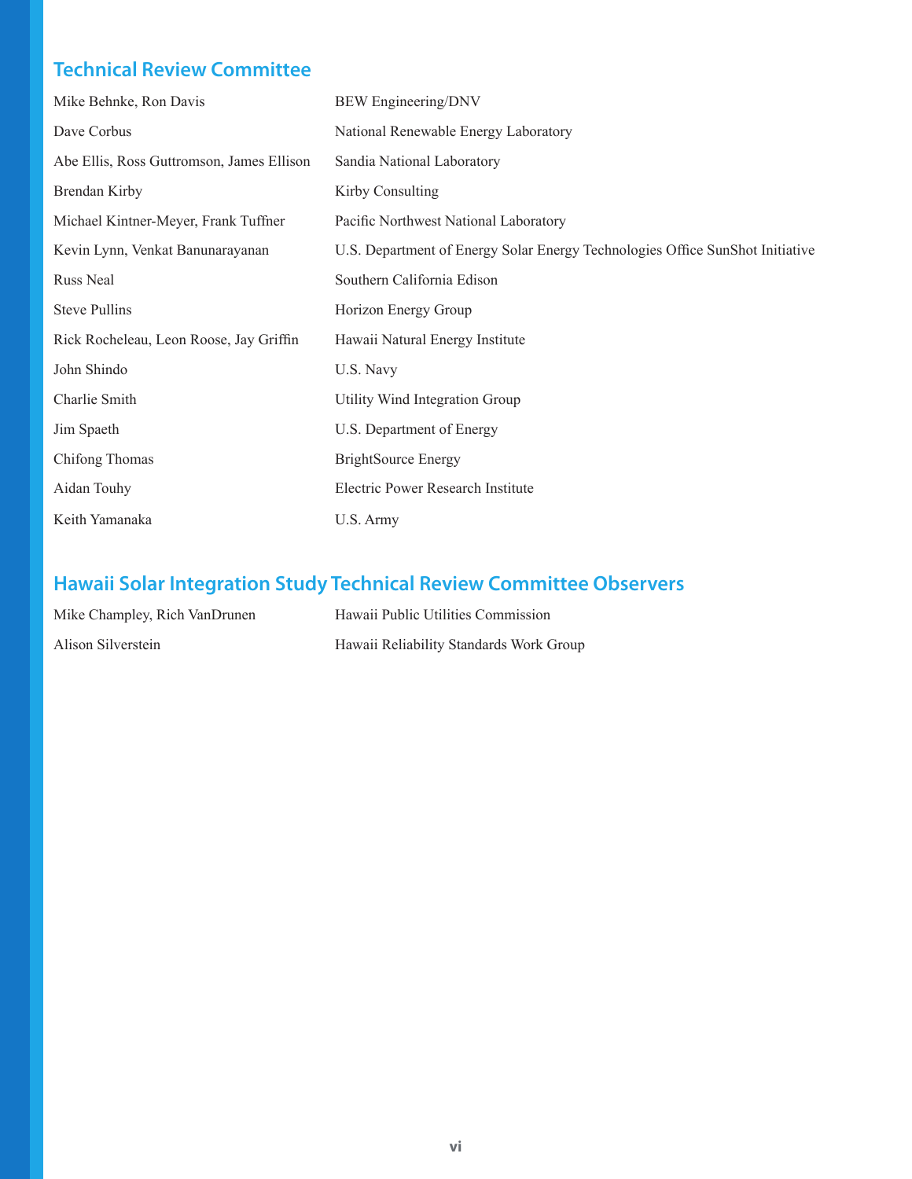## Technical Review Committee

| | |
|---|---|
| Mike Behnke, Ron Davis | BEW Engineering/DNV |
| Dave Corbus | National Renewable Energy Laboratory |
| Abe Ellis, Ross Guttromson, James Ellison | Sandia National Laboratory |
| Brendan Kirby | Kirby Consulting |
| Michael Kintner-Meyer, Frank Tuffner | Pacific Northwest National Laboratory |
| Kevin Lynn, Venkat Banunarayanan | U.S. Department of Energy Solar Energy Technologies Office SunShot Initiative |
| Russ Neal | Southern California Edison |
| Steve Pullins | Horizon Energy Group |
| Rick Rocheleau, Leon Roose, Jay Griffin | Hawaii Natural Energy Institute |
| John Shindo | U.S. Navy |
| Charlie Smith | Utility Wind Integration Group |
| Jim Spaeth | U.S. Department of Energy |
| Chifong Thomas | BrightSource Energy |
| Aidan Touhy | Electric Power Research Institute |
| Keith Yamanaka | U.S. Army |

## Hawaii Solar Integration Study Technical Review Committee Observers

| | |
|---|---|
| Mike Champley, Rich VanDrunen | Hawaii Public Utilities Commission |
| Alison Silverstein | Hawaii Reliability Standards Work Group |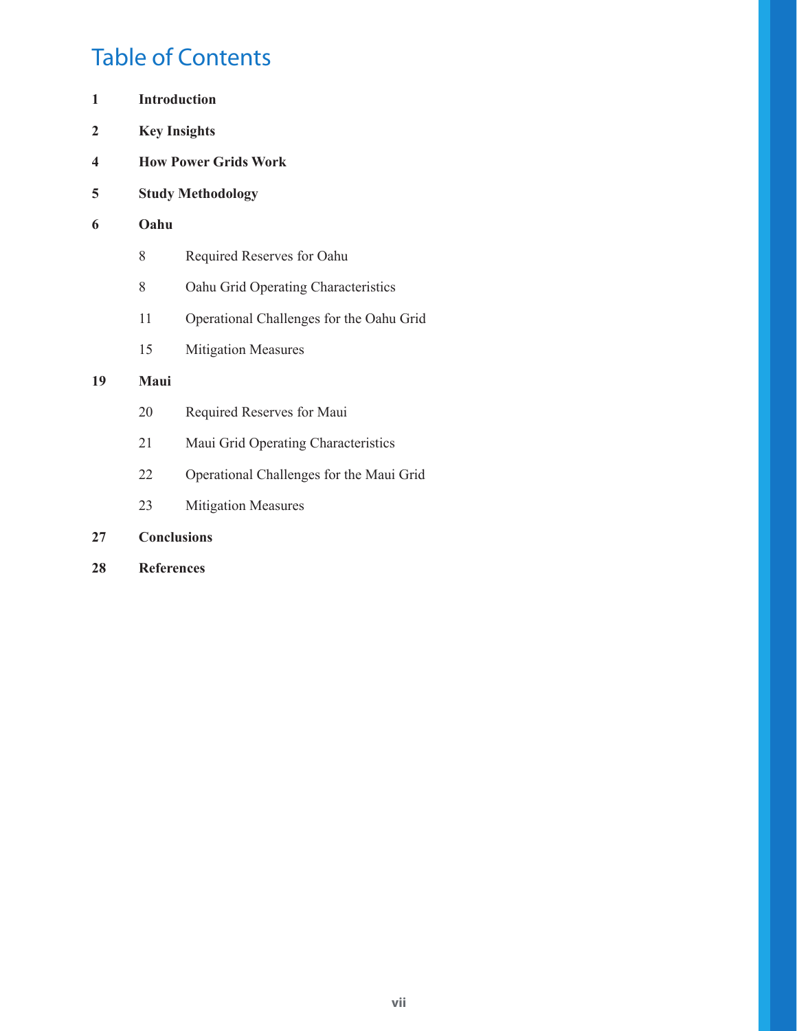# Table of Contents

**1** **Introduction**

**2** **Key Insights**

**4** **How Power Grids Work**

**5** **Study Methodology**

**6** **Oahu**

- 8 Required Reserves for Oahu
- 8 Oahu Grid Operating Characteristics
- 11 Operational Challenges for the Oahu Grid
- 15 Mitigation Measures

**19** **Maui**

- 20 Required Reserves for Maui
- 21 Maui Grid Operating Characteristics
- 22 Operational Challenges for the Maui Grid
- 23 Mitigation Measures

**27** **Conclusions**

**28** **References**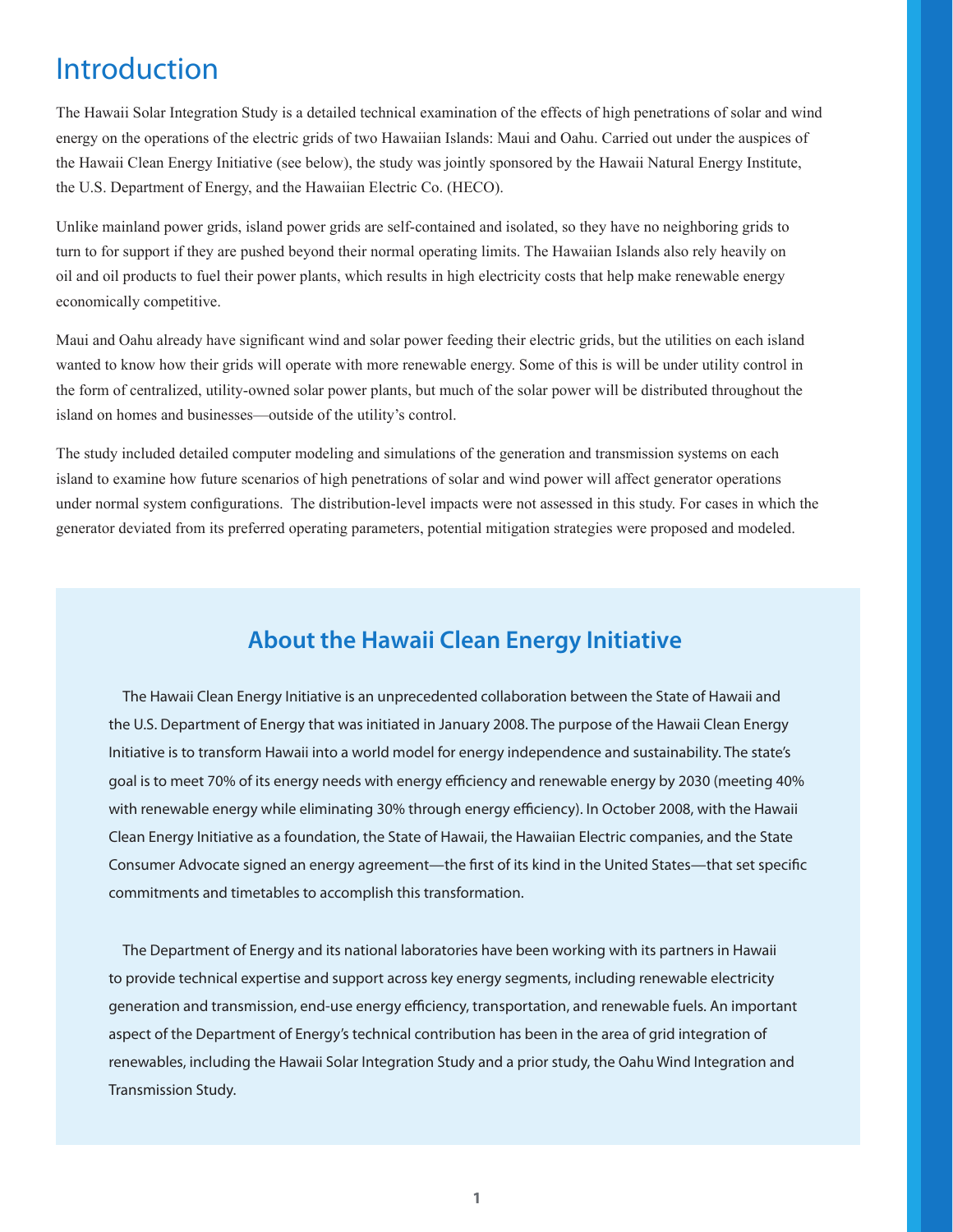# Introduction

The Hawaii Solar Integration Study is a detailed technical examination of the effects of high penetrations of solar and wind energy on the operations of the electric grids of two Hawaiian Islands: Maui and Oahu. Carried out under the auspices of the Hawaii Clean Energy Initiative (see below), the study was jointly sponsored by the Hawaii Natural Energy Institute, the U.S. Department of Energy, and the Hawaiian Electric Co. (HECO).

Unlike mainland power grids, island power grids are self-contained and isolated, so they have no neighboring grids to turn to for support if they are pushed beyond their normal operating limits. The Hawaiian Islands also rely heavily on oil and oil products to fuel their power plants, which results in high electricity costs that help make renewable energy economically competitive.

Maui and Oahu already have significant wind and solar power feeding their electric grids, but the utilities on each island wanted to know how their grids will operate with more renewable energy. Some of this is will be under utility control in the form of centralized, utility-owned solar power plants, but much of the solar power will be distributed throughout the island on homes and businesses—outside of the utility's control.

The study included detailed computer modeling and simulations of the generation and transmission systems on each island to examine how future scenarios of high penetrations of solar and wind power will affect generator operations under normal system configurations. The distribution-level impacts were not assessed in this study. For cases in which the generator deviated from its preferred operating parameters, potential mitigation strategies were proposed and modeled.

## About the Hawaii Clean Energy Initiative

The Hawaii Clean Energy Initiative is an unprecedented collaboration between the State of Hawaii and the U.S. Department of Energy that was initiated in January 2008. The purpose of the Hawaii Clean Energy Initiative is to transform Hawaii into a world model for energy independence and sustainability. The state's goal is to meet 70% of its energy needs with energy efficiency and renewable energy by 2030 (meeting 40% with renewable energy while eliminating 30% through energy efficiency). In October 2008, with the Hawaii Clean Energy Initiative as a foundation, the State of Hawaii, the Hawaiian Electric companies, and the State Consumer Advocate signed an energy agreement—the first of its kind in the United States—that set specific commitments and timetables to accomplish this transformation.

The Department of Energy and its national laboratories have been working with its partners in Hawaii to provide technical expertise and support across key energy segments, including renewable electricity generation and transmission, end-use energy efficiency, transportation, and renewable fuels. An important aspect of the Department of Energy's technical contribution has been in the area of grid integration of renewables, including the Hawaii Solar Integration Study and a prior study, the Oahu Wind Integration and Transmission Study.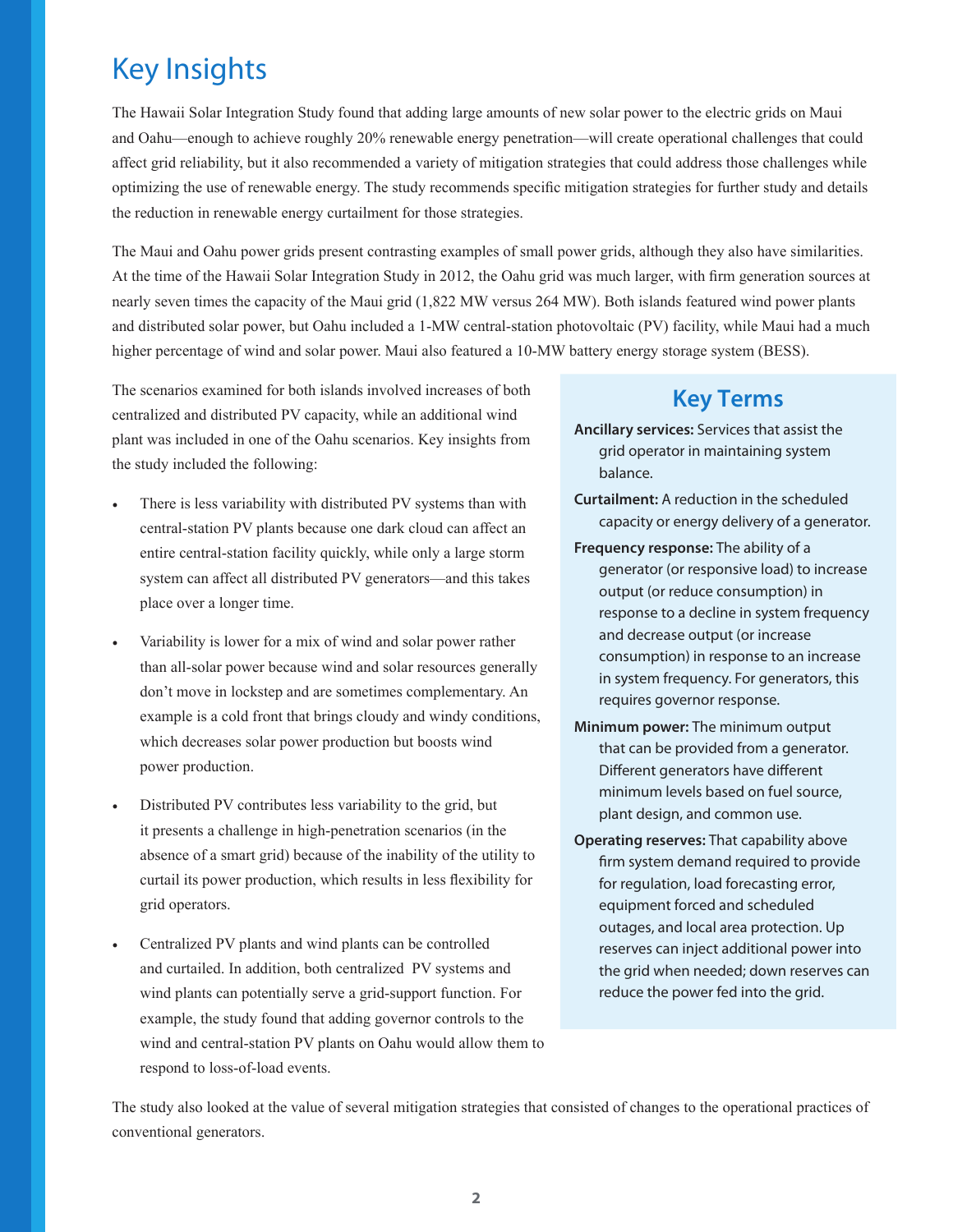# Key Insights

The Hawaii Solar Integration Study found that adding large amounts of new solar power to the electric grids on Maui and Oahu—enough to achieve roughly 20% renewable energy penetration—will create operational challenges that could affect grid reliability, but it also recommended a variety of mitigation strategies that could address those challenges while optimizing the use of renewable energy. The study recommends specific mitigation strategies for further study and details the reduction in renewable energy curtailment for those strategies.

The Maui and Oahu power grids present contrasting examples of small power grids, although they also have similarities. At the time of the Hawaii Solar Integration Study in 2012, the Oahu grid was much larger, with firm generation sources at nearly seven times the capacity of the Maui grid (1,822 MW versus 264 MW). Both islands featured wind power plants and distributed solar power, but Oahu included a 1-MW central-station photovoltaic (PV) facility, while Maui had a much higher percentage of wind and solar power. Maui also featured a 10-MW battery energy storage system (BESS).

The scenarios examined for both islands involved increases of both centralized and distributed PV capacity, while an additional wind plant was included in one of the Oahu scenarios. Key insights from the study included the following:

- There is less variability with distributed PV systems than with central-station PV plants because one dark cloud can affect an entire central-station facility quickly, while only a large storm system can affect all distributed PV generators—and this takes place over a longer time.
- Variability is lower for a mix of wind and solar power rather than all-solar power because wind and solar resources generally don't move in lockstep and are sometimes complementary. An example is a cold front that brings cloudy and windy conditions, which decreases solar power production but boosts wind power production.
- Distributed PV contributes less variability to the grid, but it presents a challenge in high-penetration scenarios (in the absence of a smart grid) because of the inability of the utility to curtail its power production, which results in less flexibility for grid operators.
- Centralized PV plants and wind plants can be controlled and curtailed. In addition, both centralized PV systems and wind plants can potentially serve a grid-support function. For example, the study found that adding governor controls to the wind and central-station PV plants on Oahu would allow them to respond to loss-of-load events.

The study also looked at the value of several mitigation strategies that consisted of changes to the operational practices of conventional generators.

## Key Terms

**Ancillary services:** Services that assist the grid operator in maintaining system balance.

**Curtailment:** A reduction in the scheduled capacity or energy delivery of a generator.

**Frequency response:** The ability of a generator (or responsive load) to increase output (or reduce consumption) in response to a decline in system frequency and decrease output (or increase consumption) in response to an increase in system frequency. For generators, this requires governor response.

**Minimum power:** The minimum output that can be provided from a generator. Different generators have different minimum levels based on fuel source, plant design, and common use.

**Operating reserves:** That capability above firm system demand required to provide for regulation, load forecasting error, equipment forced and scheduled outages, and local area protection. Up reserves can inject additional power into the grid when needed; down reserves can reduce the power fed into the grid.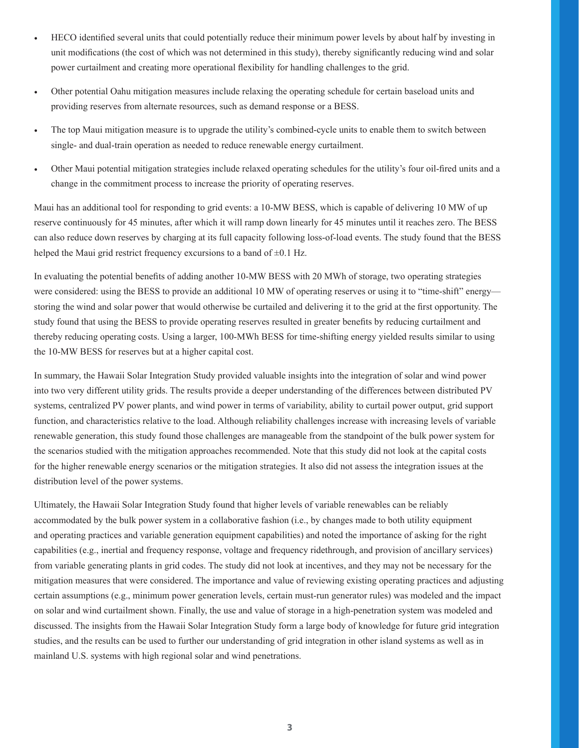- HECO identified several units that could potentially reduce their minimum power levels by about half by investing in unit modifications (the cost of which was not determined in this study), thereby significantly reducing wind and solar power curtailment and creating more operational flexibility for handling challenges to the grid.
- Other potential Oahu mitigation measures include relaxing the operating schedule for certain baseload units and providing reserves from alternate resources, such as demand response or a BESS.
- The top Maui mitigation measure is to upgrade the utility's combined-cycle units to enable them to switch between single- and dual-train operation as needed to reduce renewable energy curtailment.
- Other Maui potential mitigation strategies include relaxed operating schedules for the utility's four oil-fired units and a change in the commitment process to increase the priority of operating reserves.

Maui has an additional tool for responding to grid events: a 10-MW BESS, which is capable of delivering 10 MW of up reserve continuously for 45 minutes, after which it will ramp down linearly for 45 minutes until it reaches zero. The BESS can also reduce down reserves by charging at its full capacity following loss-of-load events. The study found that the BESS helped the Maui grid restrict frequency excursions to a band of ±0.1 Hz.

In evaluating the potential benefits of adding another 10-MW BESS with 20 MWh of storage, two operating strategies were considered: using the BESS to provide an additional 10 MW of operating reserves or using it to "time-shift" energy—storing the wind and solar power that would otherwise be curtailed and delivering it to the grid at the first opportunity. The study found that using the BESS to provide operating reserves resulted in greater benefits by reducing curtailment and thereby reducing operating costs. Using a larger, 100-MWh BESS for time-shifting energy yielded results similar to using the 10-MW BESS for reserves but at a higher capital cost.

In summary, the Hawaii Solar Integration Study provided valuable insights into the integration of solar and wind power into two very different utility grids. The results provide a deeper understanding of the differences between distributed PV systems, centralized PV power plants, and wind power in terms of variability, ability to curtail power output, grid support function, and characteristics relative to the load. Although reliability challenges increase with increasing levels of variable renewable generation, this study found those challenges are manageable from the standpoint of the bulk power system for the scenarios studied with the mitigation approaches recommended. Note that this study did not look at the capital costs for the higher renewable energy scenarios or the mitigation strategies. It also did not assess the integration issues at the distribution level of the power systems.

Ultimately, the Hawaii Solar Integration Study found that higher levels of variable renewables can be reliably accommodated by the bulk power system in a collaborative fashion (i.e., by changes made to both utility equipment and operating practices and variable generation equipment capabilities) and noted the importance of asking for the right capabilities (e.g., inertial and frequency response, voltage and frequency ridethrough, and provision of ancillary services) from variable generating plants in grid codes. The study did not look at incentives, and they may not be necessary for the mitigation measures that were considered. The importance and value of reviewing existing operating practices and adjusting certain assumptions (e.g., minimum power generation levels, certain must-run generator rules) was modeled and the impact on solar and wind curtailment shown. Finally, the use and value of storage in a high-penetration system was modeled and discussed. The insights from the Hawaii Solar Integration Study form a large body of knowledge for future grid integration studies, and the results can be used to further our understanding of grid integration in other island systems as well as in mainland U.S. systems with high regional solar and wind penetrations.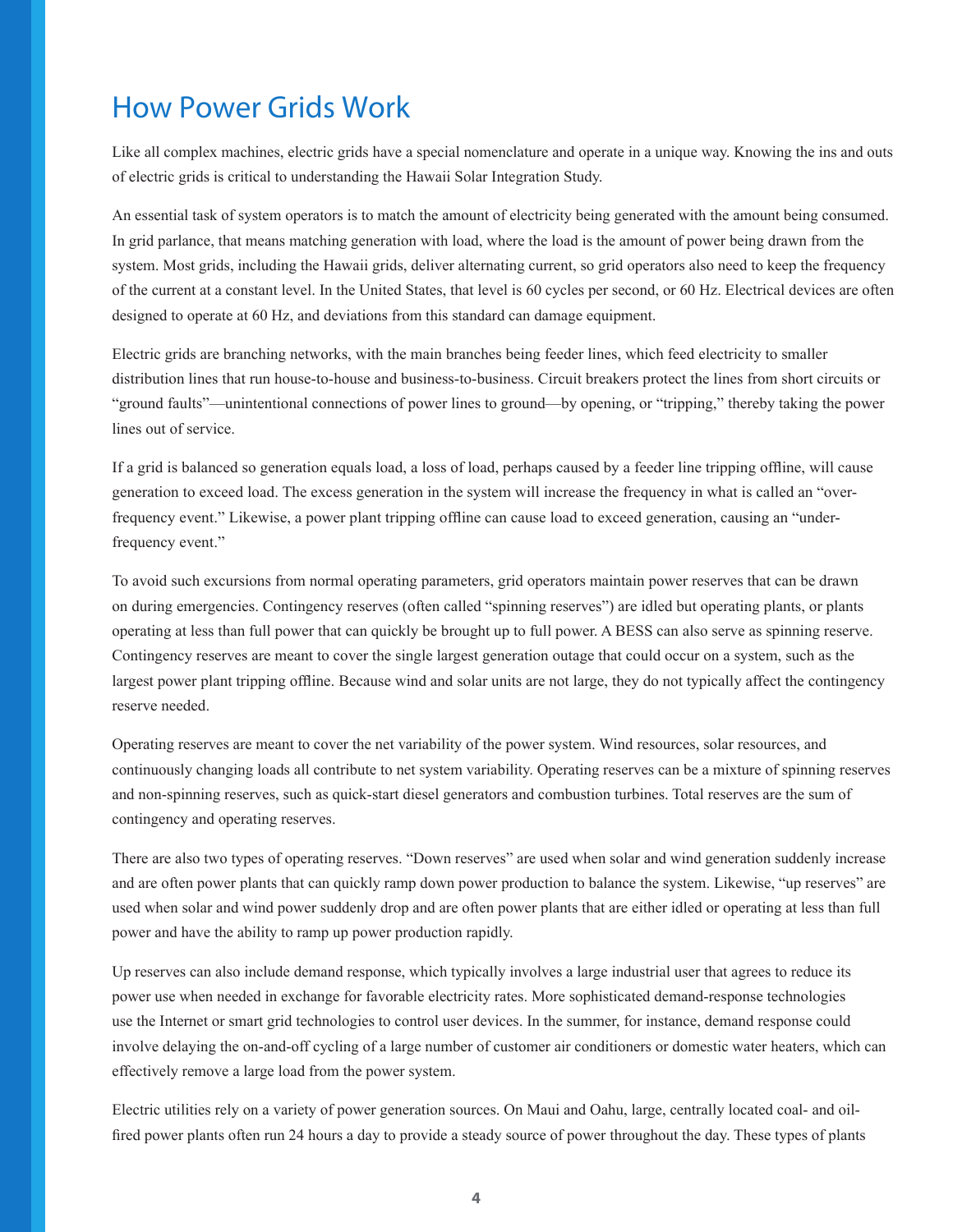# How Power Grids Work

Like all complex machines, electric grids have a special nomenclature and operate in a unique way. Knowing the ins and outs of electric grids is critical to understanding the Hawaii Solar Integration Study.

An essential task of system operators is to match the amount of electricity being generated with the amount being consumed. In grid parlance, that means matching generation with load, where the load is the amount of power being drawn from the system. Most grids, including the Hawaii grids, deliver alternating current, so grid operators also need to keep the frequency of the current at a constant level. In the United States, that level is 60 cycles per second, or 60 Hz. Electrical devices are often designed to operate at 60 Hz, and deviations from this standard can damage equipment.

Electric grids are branching networks, with the main branches being feeder lines, which feed electricity to smaller distribution lines that run house-to-house and business-to-business. Circuit breakers protect the lines from short circuits or "ground faults"—unintentional connections of power lines to ground—by opening, or "tripping," thereby taking the power lines out of service.

If a grid is balanced so generation equals load, a loss of load, perhaps caused by a feeder line tripping offline, will cause generation to exceed load. The excess generation in the system will increase the frequency in what is called an "over-frequency event." Likewise, a power plant tripping offline can cause load to exceed generation, causing an "under-frequency event."

To avoid such excursions from normal operating parameters, grid operators maintain power reserves that can be drawn on during emergencies. Contingency reserves (often called "spinning reserves") are idled but operating plants, or plants operating at less than full power that can quickly be brought up to full power. A BESS can also serve as spinning reserve. Contingency reserves are meant to cover the single largest generation outage that could occur on a system, such as the largest power plant tripping offline. Because wind and solar units are not large, they do not typically affect the contingency reserve needed.

Operating reserves are meant to cover the net variability of the power system. Wind resources, solar resources, and continuously changing loads all contribute to net system variability. Operating reserves can be a mixture of spinning reserves and non-spinning reserves, such as quick-start diesel generators and combustion turbines. Total reserves are the sum of contingency and operating reserves.

There are also two types of operating reserves. "Down reserves" are used when solar and wind generation suddenly increase and are often power plants that can quickly ramp down power production to balance the system. Likewise, "up reserves" are used when solar and wind power suddenly drop and are often power plants that are either idled or operating at less than full power and have the ability to ramp up power production rapidly.

Up reserves can also include demand response, which typically involves a large industrial user that agrees to reduce its power use when needed in exchange for favorable electricity rates. More sophisticated demand-response technologies use the Internet or smart grid technologies to control user devices. In the summer, for instance, demand response could involve delaying the on-and-off cycling of a large number of customer air conditioners or domestic water heaters, which can effectively remove a large load from the power system.

Electric utilities rely on a variety of power generation sources. On Maui and Oahu, large, centrally located coal- and oil-fired power plants often run 24 hours a day to provide a steady source of power throughout the day. These types of plants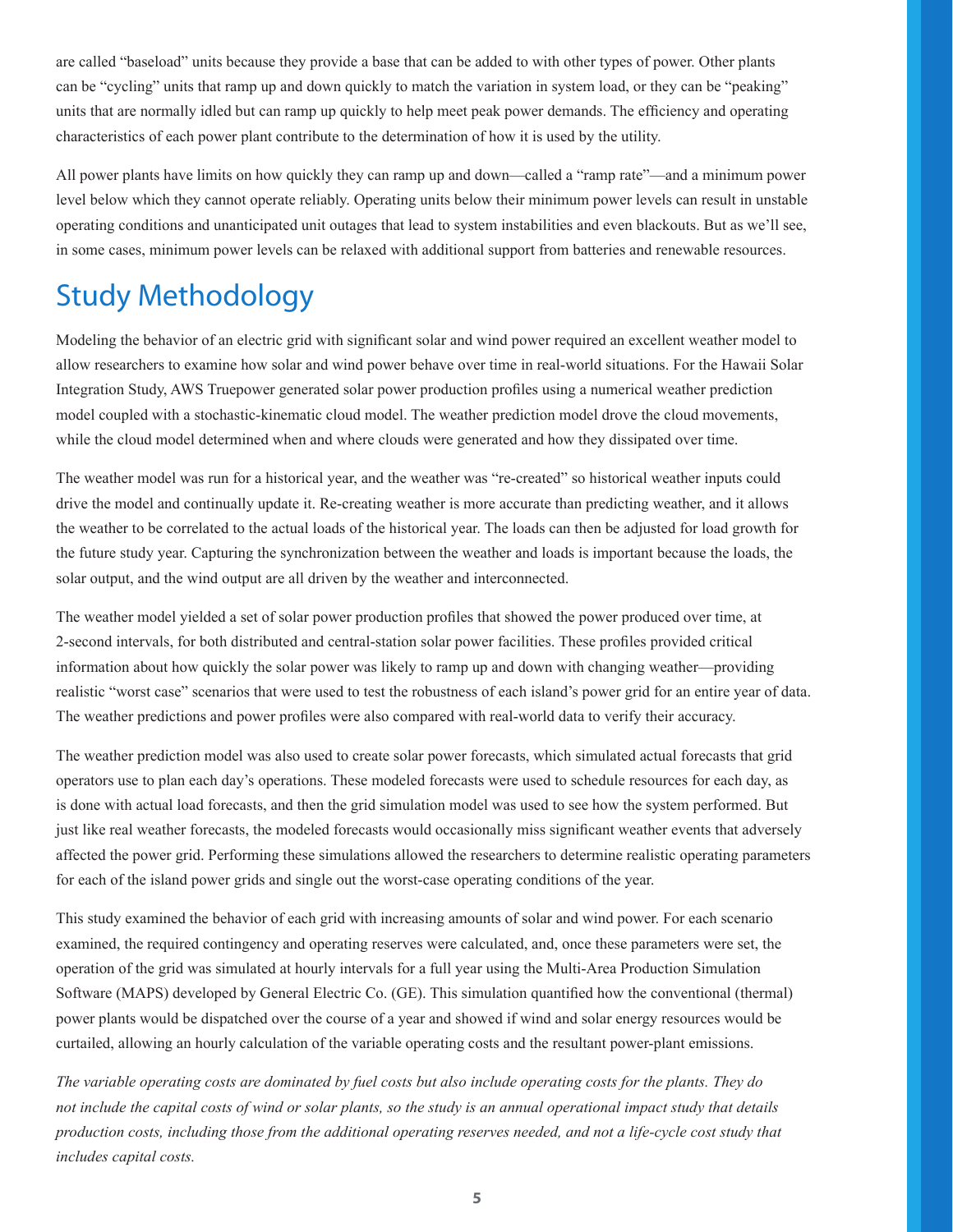are called "baseload" units because they provide a base that can be added to with other types of power. Other plants can be "cycling" units that ramp up and down quickly to match the variation in system load, or they can be "peaking" units that are normally idled but can ramp up quickly to help meet peak power demands. The efficiency and operating characteristics of each power plant contribute to the determination of how it is used by the utility.

All power plants have limits on how quickly they can ramp up and down—called a "ramp rate"—and a minimum power level below which they cannot operate reliably. Operating units below their minimum power levels can result in unstable operating conditions and unanticipated unit outages that lead to system instabilities and even blackouts. But as we'll see, in some cases, minimum power levels can be relaxed with additional support from batteries and renewable resources.

## Study Methodology

Modeling the behavior of an electric grid with significant solar and wind power required an excellent weather model to allow researchers to examine how solar and wind power behave over time in real-world situations. For the Hawaii Solar Integration Study, AWS Truepower generated solar power production profiles using a numerical weather prediction model coupled with a stochastic-kinematic cloud model. The weather prediction model drove the cloud movements, while the cloud model determined when and where clouds were generated and how they dissipated over time.

The weather model was run for a historical year, and the weather was "re-created" so historical weather inputs could drive the model and continually update it. Re-creating weather is more accurate than predicting weather, and it allows the weather to be correlated to the actual loads of the historical year. The loads can then be adjusted for load growth for the future study year. Capturing the synchronization between the weather and loads is important because the loads, the solar output, and the wind output are all driven by the weather and interconnected.

The weather model yielded a set of solar power production profiles that showed the power produced over time, at 2-second intervals, for both distributed and central-station solar power facilities. These profiles provided critical information about how quickly the solar power was likely to ramp up and down with changing weather—providing realistic "worst case" scenarios that were used to test the robustness of each island's power grid for an entire year of data. The weather predictions and power profiles were also compared with real-world data to verify their accuracy.

The weather prediction model was also used to create solar power forecasts, which simulated actual forecasts that grid operators use to plan each day's operations. These modeled forecasts were used to schedule resources for each day, as is done with actual load forecasts, and then the grid simulation model was used to see how the system performed. But just like real weather forecasts, the modeled forecasts would occasionally miss significant weather events that adversely affected the power grid. Performing these simulations allowed the researchers to determine realistic operating parameters for each of the island power grids and single out the worst-case operating conditions of the year.

This study examined the behavior of each grid with increasing amounts of solar and wind power. For each scenario examined, the required contingency and operating reserves were calculated, and, once these parameters were set, the operation of the grid was simulated at hourly intervals for a full year using the Multi-Area Production Simulation Software (MAPS) developed by General Electric Co. (GE). This simulation quantified how the conventional (thermal) power plants would be dispatched over the course of a year and showed if wind and solar energy resources would be curtailed, allowing an hourly calculation of the variable operating costs and the resultant power-plant emissions.

*The variable operating costs are dominated by fuel costs but also include operating costs for the plants. They do not include the capital costs of wind or solar plants, so the study is an annual operational impact study that details production costs, including those from the additional operating reserves needed, and not a life-cycle cost study that includes capital costs.*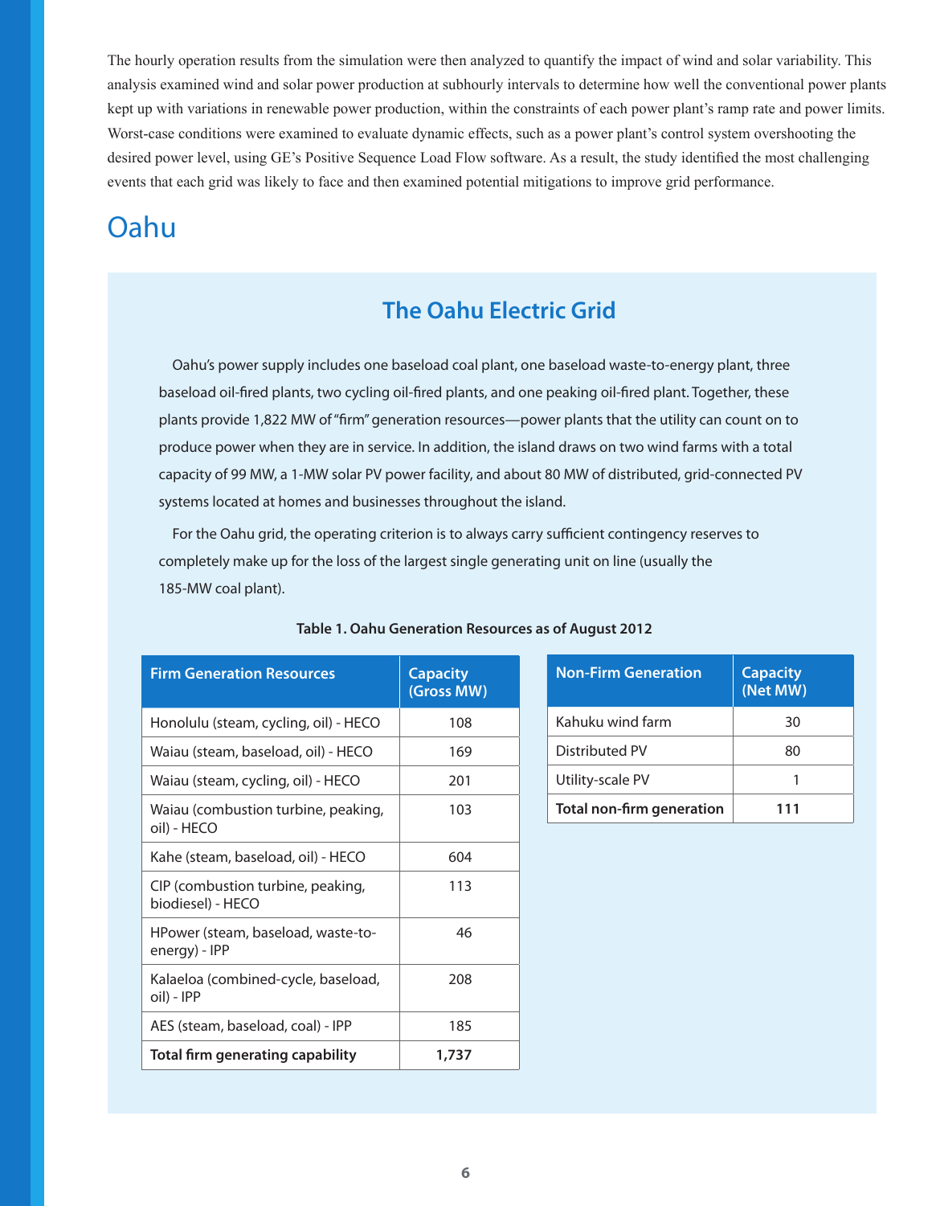The hourly operation results from the simulation were then analyzed to quantify the impact of wind and solar variability. This analysis examined wind and solar power production at subhourly intervals to determine how well the conventional power plants kept up with variations in renewable power production, within the constraints of each power plant's ramp rate and power limits. Worst-case conditions were examined to evaluate dynamic effects, such as a power plant's control system overshooting the desired power level, using GE's Positive Sequence Load Flow software. As a result, the study identified the most challenging events that each grid was likely to face and then examined potential mitigations to improve grid performance.

# Oahu

## The Oahu Electric Grid

Oahu's power supply includes one baseload coal plant, one baseload waste-to-energy plant, three baseload oil-fired plants, two cycling oil-fired plants, and one peaking oil-fired plant. Together, these plants provide 1,822 MW of "firm" generation resources—power plants that the utility can count on to produce power when they are in service. In addition, the island draws on two wind farms with a total capacity of 99 MW, a 1-MW solar PV power facility, and about 80 MW of distributed, grid-connected PV systems located at homes and businesses throughout the island.

For the Oahu grid, the operating criterion is to always carry sufficient contingency reserves to completely make up for the loss of the largest single generating unit on line (usually the 185-MW coal plant).

**Table 1. Oahu Generation Resources as of August 2012**

| Firm Generation Resources | Capacity (Gross MW) |
|---|---|
| Honolulu (steam, cycling, oil) - HECO | 108 |
| Waiau (steam, baseload, oil) - HECO | 169 |
| Waiau (steam, cycling, oil) - HECO | 201 |
| Waiau (combustion turbine, peaking, oil) - HECO | 103 |
| Kahe (steam, baseload, oil) - HECO | 604 |
| CIP (combustion turbine, peaking, biodiesel) - HECO | 113 |
| HPower (steam, baseload, waste-to-energy) - IPP | 46 |
| Kalaeloa (combined-cycle, baseload, oil) - IPP | 208 |
| AES (steam, baseload, coal) - IPP | 185 |
| **Total firm generating capability** | **1,737** |

| Non-Firm Generation | Capacity (Net MW) |
|---|---|
| Kahuku wind farm | 30 |
| Distributed PV | 80 |
| Utility-scale PV | 1 |
| **Total non-firm generation** | **111** |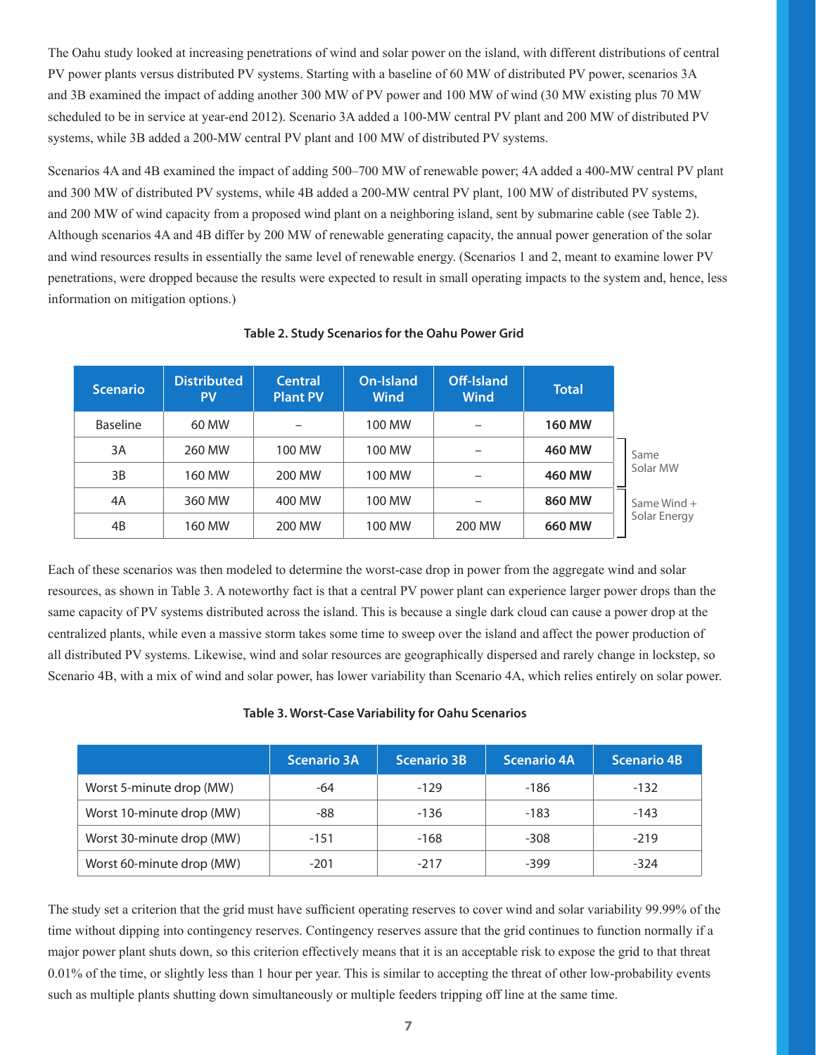The Oahu study looked at increasing penetrations of wind and solar power on the island, with different distributions of central PV power plants versus distributed PV systems. Starting with a baseline of 60 MW of distributed PV power, scenarios 3A and 3B examined the impact of adding another 300 MW of PV power and 100 MW of wind (30 MW existing plus 70 MW scheduled to be in service at year-end 2012). Scenario 3A added a 100-MW central PV plant and 200 MW of distributed PV systems, while 3B added a 200-MW central PV plant and 100 MW of distributed PV systems.

Scenarios 4A and 4B examined the impact of adding 500–700 MW of renewable power; 4A added a 400-MW central PV plant and 300 MW of distributed PV systems, while 4B added a 200-MW central PV plant, 100 MW of distributed PV systems, and 200 MW of wind capacity from a proposed wind plant on a neighboring island, sent by submarine cable (see Table 2). Although scenarios 4A and 4B differ by 200 MW of renewable generating capacity, the annual power generation of the solar and wind resources results in essentially the same level of renewable energy. (Scenarios 1 and 2, meant to examine lower PV penetrations, were dropped because the results were expected to result in small operating impacts to the system and, hence, less information on mitigation options.)

**Table 2. Study Scenarios for the Oahu Power Grid**

| Scenario | Distributed PV | Central Plant PV | On-Island Wind | Off-Island Wind | Total | |
|---|---|---|---|---|---|---|
| Baseline | 60 MW | – | 100 MW | – | **160 MW** | |
| 3A | 260 MW | 100 MW | 100 MW | – | **460 MW** | Same Solar MW |
| 3B | 160 MW | 200 MW | 100 MW | – | **460 MW** | |
| 4A | 360 MW | 400 MW | 100 MW | – | **860 MW** | Same Wind + Solar Energy |
| 4B | 160 MW | 200 MW | 100 MW | 200 MW | **660 MW** | |

Each of these scenarios was then modeled to determine the worst-case drop in power from the aggregate wind and solar resources, as shown in Table 3. A noteworthy fact is that a central PV power plant can experience larger power drops than the same capacity of PV systems distributed across the island. This is because a single dark cloud can cause a power drop at the centralized plants, while even a massive storm takes some time to sweep over the island and affect the power production of all distributed PV systems. Likewise, wind and solar resources are geographically dispersed and rarely change in lockstep, so Scenario 4B, with a mix of wind and solar power, has lower variability than Scenario 4A, which relies entirely on solar power.

**Table 3. Worst-Case Variability for Oahu Scenarios**

| | Scenario 3A | Scenario 3B | Scenario 4A | Scenario 4B |
|---|---|---|---|---|
| Worst 5-minute drop (MW) | -64 | -129 | -186 | -132 |
| Worst 10-minute drop (MW) | -88 | -136 | -183 | -143 |
| Worst 30-minute drop (MW) | -151 | -168 | -308 | -219 |
| Worst 60-minute drop (MW) | -201 | -217 | -399 | -324 |

The study set a criterion that the grid must have sufficient operating reserves to cover wind and solar variability 99.99% of the time without dipping into contingency reserves. Contingency reserves assure that the grid continues to function normally if a major power plant shuts down, so this criterion effectively means that it is an acceptable risk to expose the grid to that threat 0.01% of the time, or slightly less than 1 hour per year. This is similar to accepting the threat of other low-probability events such as multiple plants shutting down simultaneously or multiple feeders tripping off line at the same time.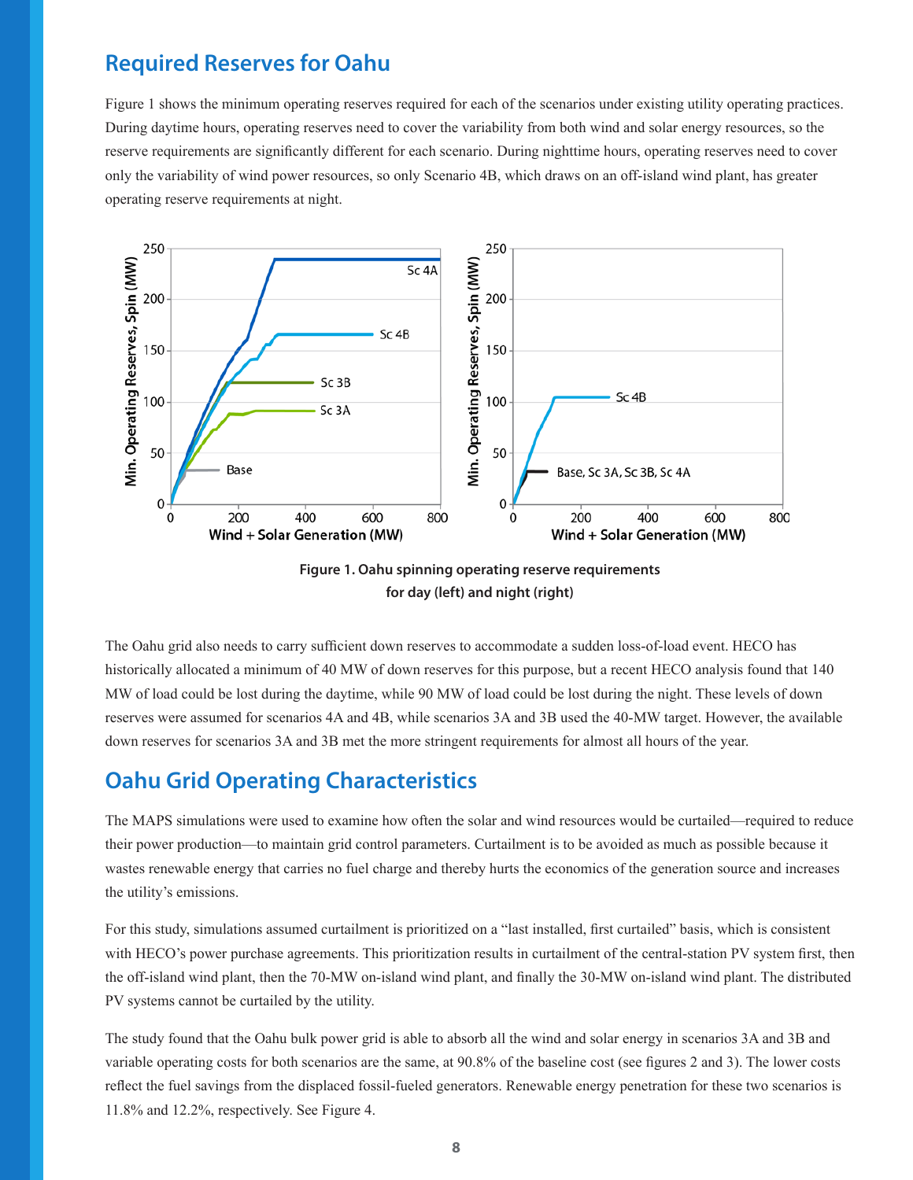## Required Reserves for Oahu

Figure 1 shows the minimum operating reserves required for each of the scenarios under existing utility operating practices. During daytime hours, operating reserves need to cover the variability from both wind and solar energy resources, so the reserve requirements are significantly different for each scenario. During nighttime hours, operating reserves need to cover only the variability of wind power resources, so only Scenario 4B, which draws on an off-island wind plant, has greater operating reserve requirements at night.

**Figure 1. Oahu spinning operating reserve requirements for day (left) and night (right)**

The Oahu grid also needs to carry sufficient down reserves to accommodate a sudden loss-of-load event. HECO has historically allocated a minimum of 40 MW of down reserves for this purpose, but a recent HECO analysis found that 140 MW of load could be lost during the daytime, while 90 MW of load could be lost during the night. These levels of down reserves were assumed for scenarios 4A and 4B, while scenarios 3A and 3B used the 40-MW target. However, the available down reserves for scenarios 3A and 3B met the more stringent requirements for almost all hours of the year.

## Oahu Grid Operating Characteristics

The MAPS simulations were used to examine how often the solar and wind resources would be curtailed—required to reduce their power production—to maintain grid control parameters. Curtailment is to be avoided as much as possible because it wastes renewable energy that carries no fuel charge and thereby hurts the economics of the generation source and increases the utility's emissions.

For this study, simulations assumed curtailment is prioritized on a "last installed, first curtailed" basis, which is consistent with HECO's power purchase agreements. This prioritization results in curtailment of the central-station PV system first, then the off-island wind plant, then the 70-MW on-island wind plant, and finally the 30-MW on-island wind plant. The distributed PV systems cannot be curtailed by the utility.

The study found that the Oahu bulk power grid is able to absorb all the wind and solar energy in scenarios 3A and 3B and variable operating costs for both scenarios are the same, at 90.8% of the baseline cost (see figures 2 and 3). The lower costs reflect the fuel savings from the displaced fossil-fueled generators. Renewable energy penetration for these two scenarios is 11.8% and 12.2%, respectively. See Figure 4.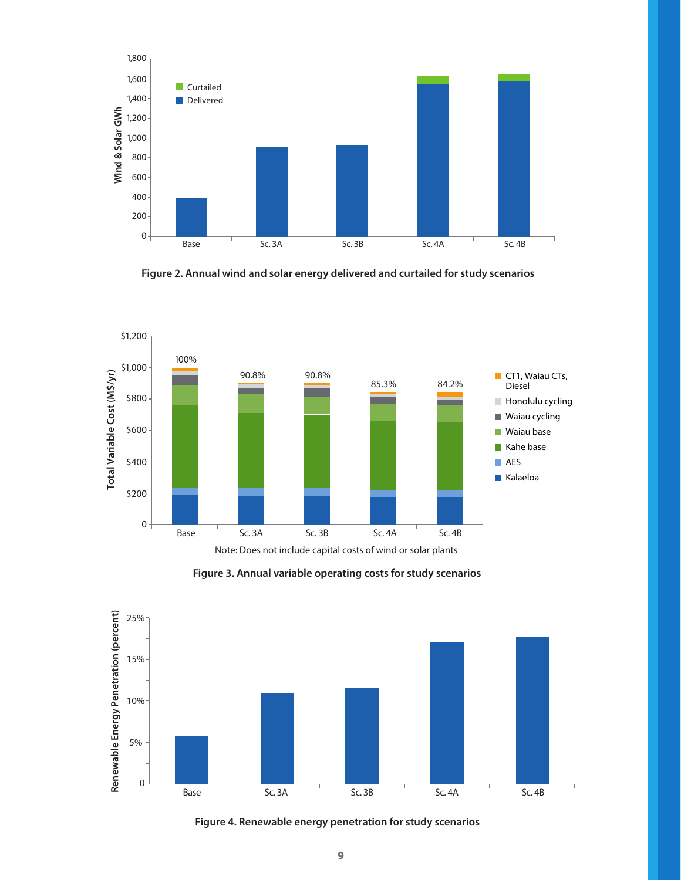Figure 2. Annual wind and solar energy delivered and curtailed for study scenarios

Note: Does not include capital costs of wind or solar plants

Figure 3. Annual variable operating costs for study scenarios

Figure 4. Renewable energy penetration for study scenarios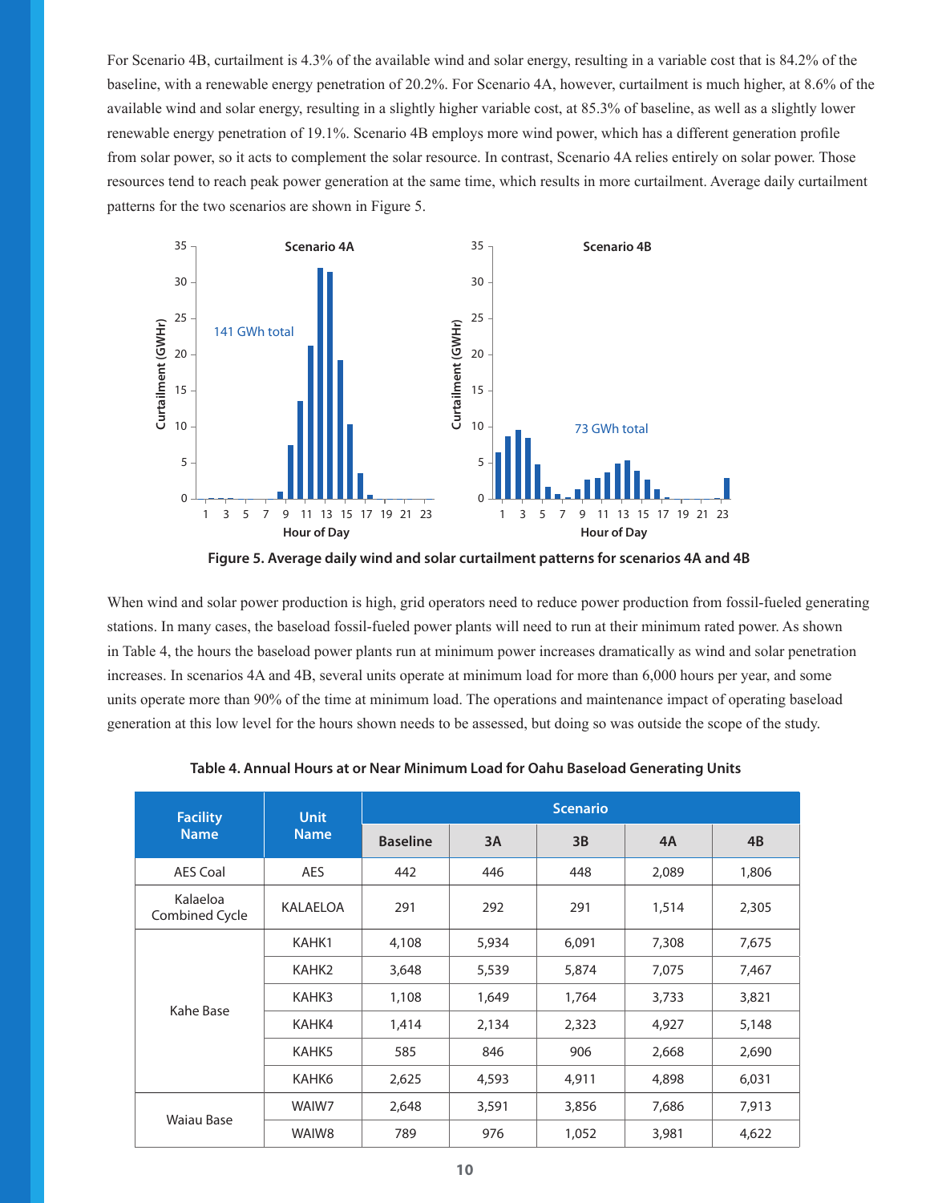For Scenario 4B, curtailment is 4.3% of the available wind and solar energy, resulting in a variable cost that is 84.2% of the baseline, with a renewable energy penetration of 20.2%. For Scenario 4A, however, curtailment is much higher, at 8.6% of the available wind and solar energy, resulting in a slightly higher variable cost, at 85.3% of baseline, as well as a slightly lower renewable energy penetration of 19.1%. Scenario 4B employs more wind power, which has a different generation profile from solar power, so it acts to complement the solar resource. In contrast, Scenario 4A relies entirely on solar power. Those resources tend to reach peak power generation at the same time, which results in more curtailment. Average daily curtailment patterns for the two scenarios are shown in Figure 5.

**Figure 5. Average daily wind and solar curtailment patterns for scenarios 4A and 4B**

When wind and solar power production is high, grid operators need to reduce power production from fossil-fueled generating stations. In many cases, the baseload fossil-fueled power plants will need to run at their minimum rated power. As shown in Table 4, the hours the baseload power plants run at minimum power increases dramatically as wind and solar penetration increases. In scenarios 4A and 4B, several units operate at minimum load for more than 6,000 hours per year, and some units operate more than 90% of the time at minimum load. The operations and maintenance impact of operating baseload generation at this low level for the hours shown needs to be assessed, but doing so was outside the scope of the study.

**Table 4. Annual Hours at or Near Minimum Load for Oahu Baseload Generating Units**

| Facility Name | Unit Name | Scenario | | | | |
|---|---|---|---|---|---|---|
| | | Baseline | 3A | 3B | 4A | 4B |
| AES Coal | AES | 442 | 446 | 448 | 2,089 | 1,806 |
| Kalaeloa Combined Cycle | KALAELOA | 291 | 292 | 291 | 1,514 | 2,305 |
| Kahe Base | KAHK1 | 4,108 | 5,934 | 6,091 | 7,308 | 7,675 |
| | KAHK2 | 3,648 | 5,539 | 5,874 | 7,075 | 7,467 |
| | KAHK3 | 1,108 | 1,649 | 1,764 | 3,733 | 3,821 |
| | KAHK4 | 1,414 | 2,134 | 2,323 | 4,927 | 5,148 |
| | KAHK5 | 585 | 846 | 906 | 2,668 | 2,690 |
| | KAHK6 | 2,625 | 4,593 | 4,911 | 4,898 | 6,031 |
| Waiau Base | WAIW7 | 2,648 | 3,591 | 3,856 | 7,686 | 7,913 |
| | WAIW8 | 789 | 976 | 1,052 | 3,981 | 4,622 |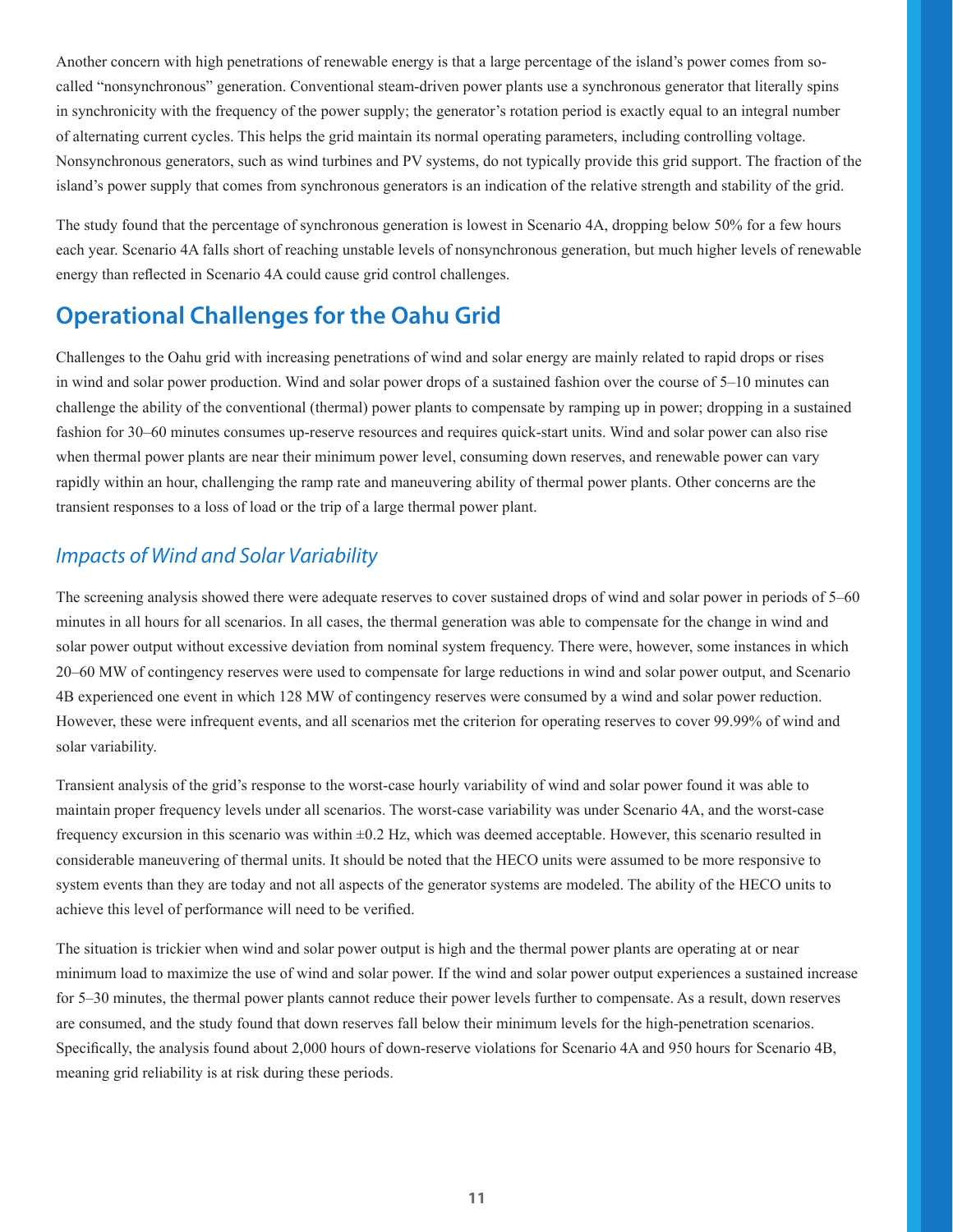Another concern with high penetrations of renewable energy is that a large percentage of the island's power comes from so-called "nonsynchronous" generation. Conventional steam-driven power plants use a synchronous generator that literally spins in synchronicity with the frequency of the power supply; the generator's rotation period is exactly equal to an integral number of alternating current cycles. This helps the grid maintain its normal operating parameters, including controlling voltage. Nonsynchronous generators, such as wind turbines and PV systems, do not typically provide this grid support. The fraction of the island's power supply that comes from synchronous generators is an indication of the relative strength and stability of the grid.

The study found that the percentage of synchronous generation is lowest in Scenario 4A, dropping below 50% for a few hours each year. Scenario 4A falls short of reaching unstable levels of nonsynchronous generation, but much higher levels of renewable energy than reflected in Scenario 4A could cause grid control challenges.

## Operational Challenges for the Oahu Grid

Challenges to the Oahu grid with increasing penetrations of wind and solar energy are mainly related to rapid drops or rises in wind and solar power production. Wind and solar power drops of a sustained fashion over the course of 5–10 minutes can challenge the ability of the conventional (thermal) power plants to compensate by ramping up in power; dropping in a sustained fashion for 30–60 minutes consumes up-reserve resources and requires quick-start units. Wind and solar power can also rise when thermal power plants are near their minimum power level, consuming down reserves, and renewable power can vary rapidly within an hour, challenging the ramp rate and maneuvering ability of thermal power plants. Other concerns are the transient responses to a loss of load or the trip of a large thermal power plant.

### *Impacts of Wind and Solar Variability*

The screening analysis showed there were adequate reserves to cover sustained drops of wind and solar power in periods of 5–60 minutes in all hours for all scenarios. In all cases, the thermal generation was able to compensate for the change in wind and solar power output without excessive deviation from nominal system frequency. There were, however, some instances in which 20–60 MW of contingency reserves were used to compensate for large reductions in wind and solar power output, and Scenario 4B experienced one event in which 128 MW of contingency reserves were consumed by a wind and solar power reduction. However, these were infrequent events, and all scenarios met the criterion for operating reserves to cover 99.99% of wind and solar variability.

Transient analysis of the grid's response to the worst-case hourly variability of wind and solar power found it was able to maintain proper frequency levels under all scenarios. The worst-case variability was under Scenario 4A, and the worst-case frequency excursion in this scenario was within ±0.2 Hz, which was deemed acceptable. However, this scenario resulted in considerable maneuvering of thermal units. It should be noted that the HECO units were assumed to be more responsive to system events than they are today and not all aspects of the generator systems are modeled. The ability of the HECO units to achieve this level of performance will need to be verified.

The situation is trickier when wind and solar power output is high and the thermal power plants are operating at or near minimum load to maximize the use of wind and solar power. If the wind and solar power output experiences a sustained increase for 5–30 minutes, the thermal power plants cannot reduce their power levels further to compensate. As a result, down reserves are consumed, and the study found that down reserves fall below their minimum levels for the high-penetration scenarios. Specifically, the analysis found about 2,000 hours of down-reserve violations for Scenario 4A and 950 hours for Scenario 4B, meaning grid reliability is at risk during these periods.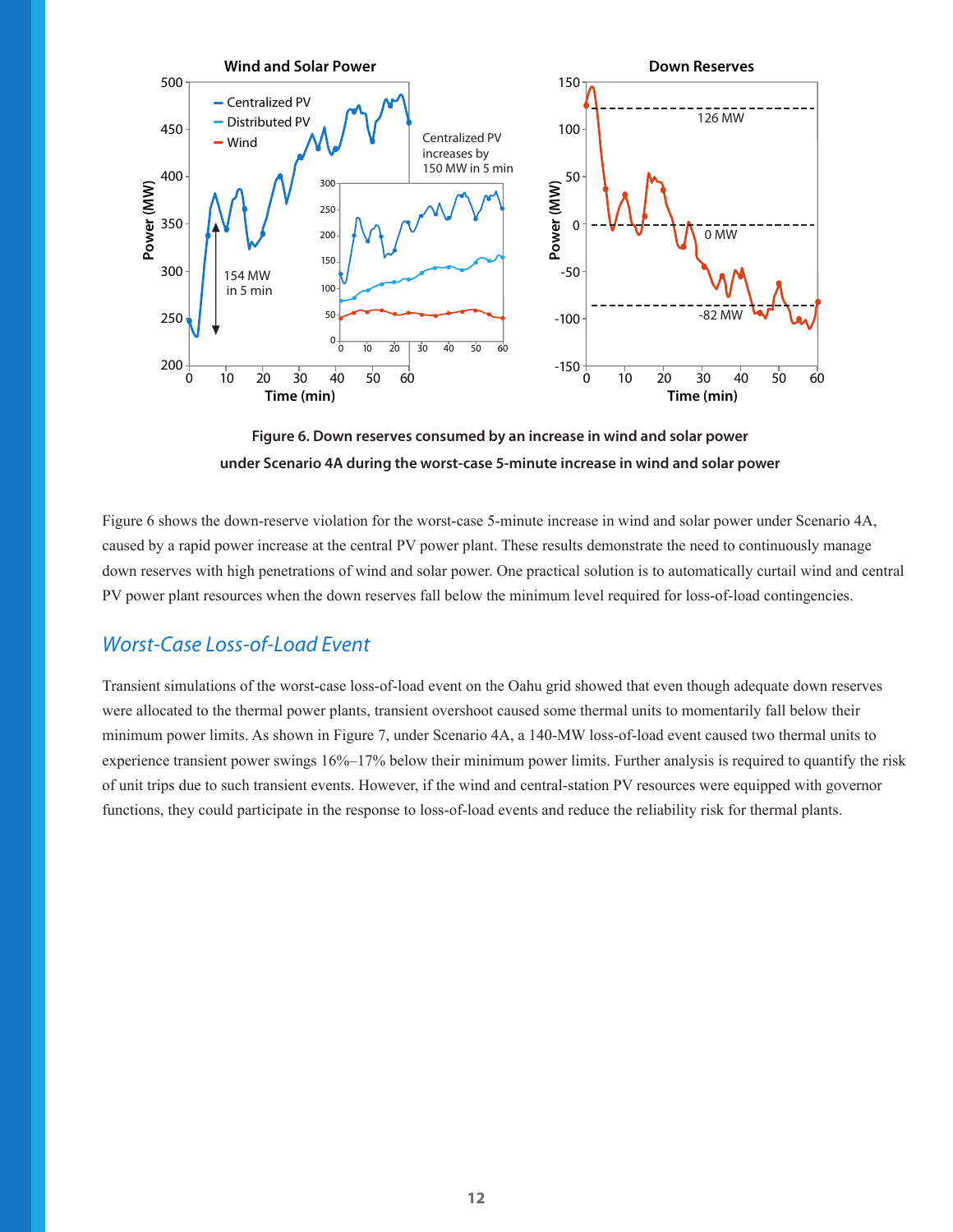**Figure 6. Down reserves consumed by an increase in wind and solar power under Scenario 4A during the worst-case 5-minute increase in wind and solar power**

Figure 6 shows the down-reserve violation for the worst-case 5-minute increase in wind and solar power under Scenario 4A, caused by a rapid power increase at the central PV power plant. These results demonstrate the need to continuously manage down reserves with high penetrations of wind and solar power. One practical solution is to automatically curtail wind and central PV power plant resources when the down reserves fall below the minimum level required for loss-of-load contingencies.

## *Worst-Case Loss-of-Load Event*

Transient simulations of the worst-case loss-of-load event on the Oahu grid showed that even though adequate down reserves were allocated to the thermal power plants, transient overshoot caused some thermal units to momentarily fall below their minimum power limits. As shown in Figure 7, under Scenario 4A, a 140-MW loss-of-load event caused two thermal units to experience transient power swings 16%–17% below their minimum power limits. Further analysis is required to quantify the risk of unit trips due to such transient events. However, if the wind and central-station PV resources were equipped with governor functions, they could participate in the response to loss-of-load events and reduce the reliability risk for thermal plants.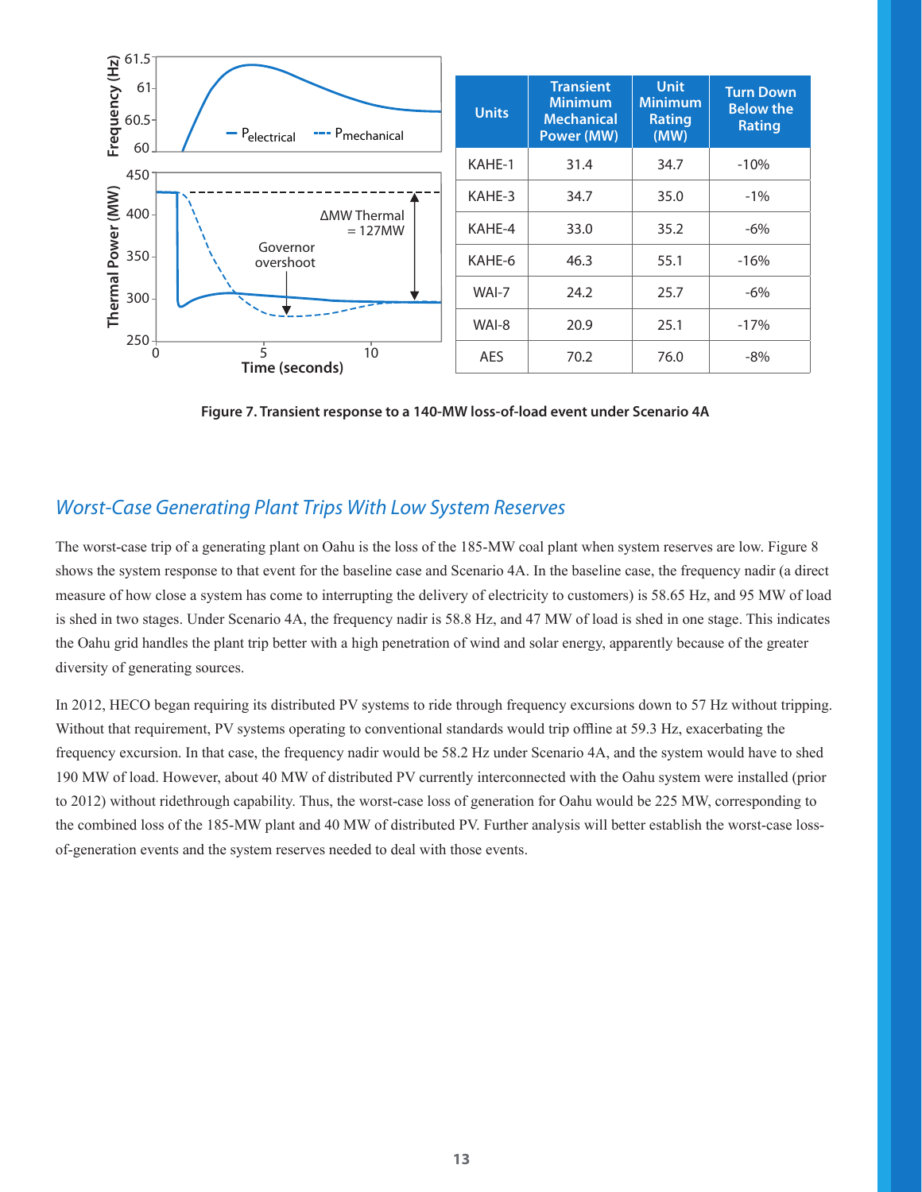| Units | Transient Minimum Mechanical Power (MW) | Unit Minimum Rating (MW) | Turn Down Below the Rating |
|---|---|---|---|
| KAHE-1 | 31.4 | 34.7 | -10% |
| KAHE-3 | 34.7 | 35.0 | -1% |
| KAHE-4 | 33.0 | 35.2 | -6% |
| KAHE-6 | 46.3 | 55.1 | -16% |
| WAI-7 | 24.2 | 25.7 | -6% |
| WAI-8 | 20.9 | 25.1 | -17% |
| AES | 70.2 | 76.0 | -8% |

**Figure 7. Transient response to a 140-MW loss-of-load event under Scenario 4A**

## *Worst-Case Generating Plant Trips With Low System Reserves*

The worst-case trip of a generating plant on Oahu is the loss of the 185-MW coal plant when system reserves are low. Figure 8 shows the system response to that event for the baseline case and Scenario 4A. In the baseline case, the frequency nadir (a direct measure of how close a system has come to interrupting the delivery of electricity to customers) is 58.65 Hz, and 95 MW of load is shed in two stages. Under Scenario 4A, the frequency nadir is 58.8 Hz, and 47 MW of load is shed in one stage. This indicates the Oahu grid handles the plant trip better with a high penetration of wind and solar energy, apparently because of the greater diversity of generating sources.

In 2012, HECO began requiring its distributed PV systems to ride through frequency excursions down to 57 Hz without tripping. Without that requirement, PV systems operating to conventional standards would trip offline at 59.3 Hz, exacerbating the frequency excursion. In that case, the frequency nadir would be 58.2 Hz under Scenario 4A, and the system would have to shed 190 MW of load. However, about 40 MW of distributed PV currently interconnected with the Oahu system were installed (prior to 2012) without ridethrough capability. Thus, the worst-case loss of generation for Oahu would be 225 MW, corresponding to the combined loss of the 185-MW plant and 40 MW of distributed PV. Further analysis will better establish the worst-case loss-of-generation events and the system reserves needed to deal with those events.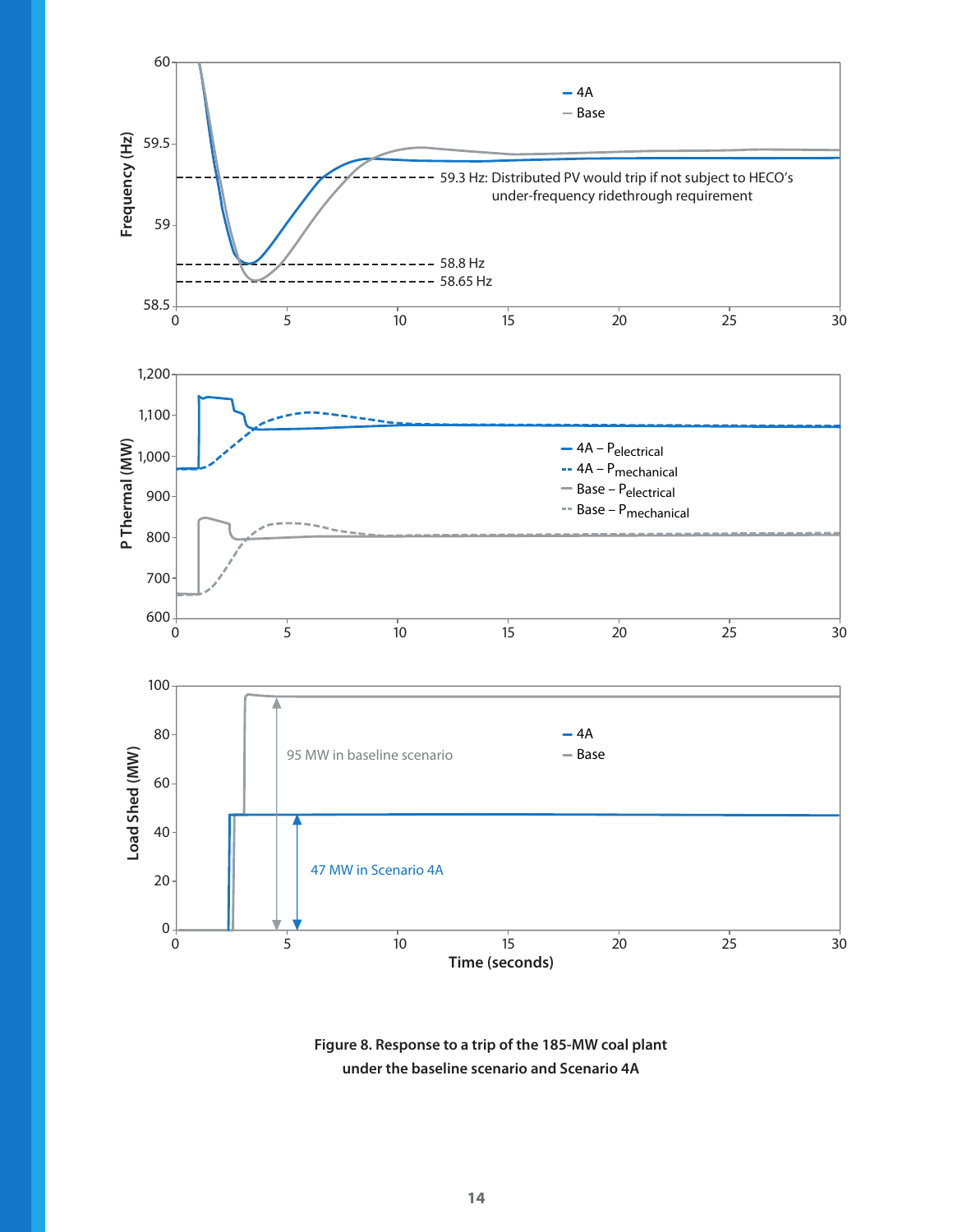Figure 8. Response to a trip of the 185-MW coal plant under the baseline scenario and Scenario 4A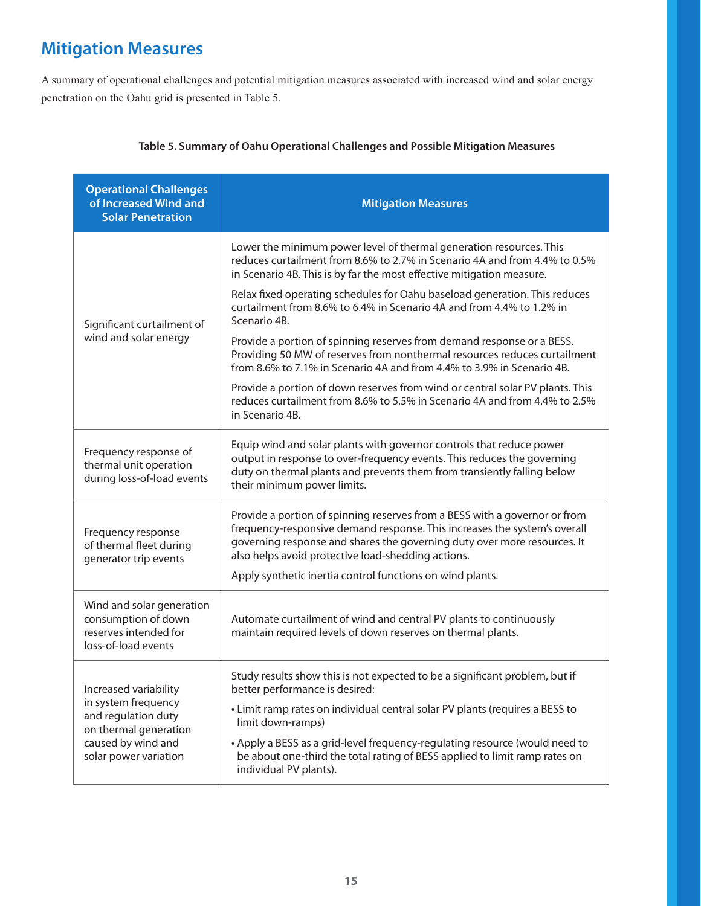## Mitigation Measures

A summary of operational challenges and potential mitigation measures associated with increased wind and solar energy penetration on the Oahu grid is presented in Table 5.

**Table 5. Summary of Oahu Operational Challenges and Possible Mitigation Measures**

| Operational Challenges of Increased Wind and Solar Penetration | Mitigation Measures |
|---|---|
| Significant curtailment of wind and solar energy | Lower the minimum power level of thermal generation resources. This reduces curtailment from 8.6% to 2.7% in Scenario 4A and from 4.4% to 0.5% in Scenario 4B. This is by far the most effective mitigation measure.<br><br>Relax fixed operating schedules for Oahu baseload generation. This reduces curtailment from 8.6% to 6.4% in Scenario 4A and from 4.4% to 1.2% in Scenario 4B.<br><br>Provide a portion of spinning reserves from demand response or a BESS. Providing 50 MW of reserves from nonthermal resources reduces curtailment from 8.6% to 7.1% in Scenario 4A and from 4.4% to 3.9% in Scenario 4B.<br><br>Provide a portion of down reserves from wind or central solar PV plants. This reduces curtailment from 8.6% to 5.5% in Scenario 4A and from 4.4% to 2.5% in Scenario 4B. |
| Frequency response of thermal unit operation during loss-of-load events | Equip wind and solar plants with governor controls that reduce power output in response to over-frequency events. This reduces the governing duty on thermal plants and prevents them from transiently falling below their minimum power limits. |
| Frequency response of thermal fleet during generator trip events | Provide a portion of spinning reserves from a BESS with a governor or from frequency-responsive demand response. This increases the system's overall governing response and shares the governing duty over more resources. It also helps avoid protective load-shedding actions.<br><br>Apply synthetic inertia control functions on wind plants. |
| Wind and solar generation consumption of down reserves intended for loss-of-load events | Automate curtailment of wind and central PV plants to continuously maintain required levels of down reserves on thermal plants. |
| Increased variability in system frequency and regulation duty on thermal generation caused by wind and solar power variation | Study results show this is not expected to be a significant problem, but if better performance is desired:<br><br>• Limit ramp rates on individual central solar PV plants (requires a BESS to limit down-ramps)<br><br>• Apply a BESS as a grid-level frequency-regulating resource (would need to be about one-third the total rating of BESS applied to limit ramp rates on individual PV plants). |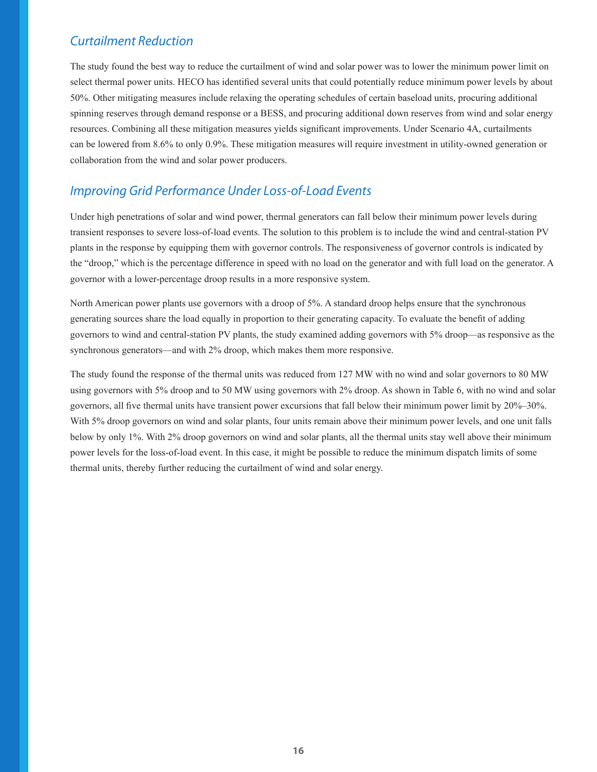## *Curtailment Reduction*

The study found the best way to reduce the curtailment of wind and solar power was to lower the minimum power limit on select thermal power units. HECO has identified several units that could potentially reduce minimum power levels by about 50%. Other mitigating measures include relaxing the operating schedules of certain baseload units, procuring additional spinning reserves through demand response or a BESS, and procuring additional down reserves from wind and solar energy resources. Combining all these mitigation measures yields significant improvements. Under Scenario 4A, curtailments can be lowered from 8.6% to only 0.9%. These mitigation measures will require investment in utility-owned generation or collaboration from the wind and solar power producers.

## *Improving Grid Performance Under Loss-of-Load Events*

Under high penetrations of solar and wind power, thermal generators can fall below their minimum power levels during transient responses to severe loss-of-load events. The solution to this problem is to include the wind and central-station PV plants in the response by equipping them with governor controls. The responsiveness of governor controls is indicated by the "droop," which is the percentage difference in speed with no load on the generator and with full load on the generator. A governor with a lower-percentage droop results in a more responsive system.

North American power plants use governors with a droop of 5%. A standard droop helps ensure that the synchronous generating sources share the load equally in proportion to their generating capacity. To evaluate the benefit of adding governors to wind and central-station PV plants, the study examined adding governors with 5% droop—as responsive as the synchronous generators—and with 2% droop, which makes them more responsive.

The study found the response of the thermal units was reduced from 127 MW with no wind and solar governors to 80 MW using governors with 5% droop and to 50 MW using governors with 2% droop. As shown in Table 6, with no wind and solar governors, all five thermal units have transient power excursions that fall below their minimum power limit by 20%–30%. With 5% droop governors on wind and solar plants, four units remain above their minimum power levels, and one unit falls below by only 1%. With 2% droop governors on wind and solar plants, all the thermal units stay well above their minimum power levels for the loss-of-load event. In this case, it might be possible to reduce the minimum dispatch limits of some thermal units, thereby further reducing the curtailment of wind and solar energy.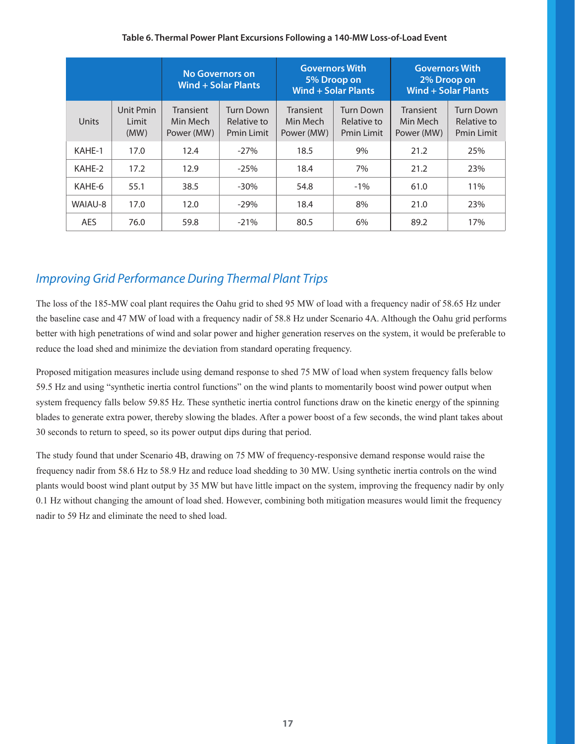**Table 6. Thermal Power Plant Excursions Following a 140-MW Loss-of-Load Event**

| | | No Governors on Wind + Solar Plants | | Governors With 5% Droop on Wind + Solar Plants | | Governors With 2% Droop on Wind + Solar Plants | |
|---|---|---|---|---|---|---|---|
| Units | Unit Pmin Limit (MW) | Transient Min Mech Power (MW) | Turn Down Relative to Pmin Limit | Transient Min Mech Power (MW) | Turn Down Relative to Pmin Limit | Transient Min Mech Power (MW) | Turn Down Relative to Pmin Limit |
| KAHE-1 | 17.0 | 12.4 | -27% | 18.5 | 9% | 21.2 | 25% |
| KAHE-2 | 17.2 | 12.9 | -25% | 18.4 | 7% | 21.2 | 23% |
| KAHE-6 | 55.1 | 38.5 | -30% | 54.8 | -1% | 61.0 | 11% |
| WAIAU-8 | 17.0 | 12.0 | -29% | 18.4 | 8% | 21.0 | 23% |
| AES | 76.0 | 59.8 | -21% | 80.5 | 6% | 89.2 | 17% |

## *Improving Grid Performance During Thermal Plant Trips*

The loss of the 185-MW coal plant requires the Oahu grid to shed 95 MW of load with a frequency nadir of 58.65 Hz under the baseline case and 47 MW of load with a frequency nadir of 58.8 Hz under Scenario 4A. Although the Oahu grid performs better with high penetrations of wind and solar power and higher generation reserves on the system, it would be preferable to reduce the load shed and minimize the deviation from standard operating frequency.

Proposed mitigation measures include using demand response to shed 75 MW of load when system frequency falls below 59.5 Hz and using "synthetic inertia control functions" on the wind plants to momentarily boost wind power output when system frequency falls below 59.85 Hz. These synthetic inertia control functions draw on the kinetic energy of the spinning blades to generate extra power, thereby slowing the blades. After a power boost of a few seconds, the wind plant takes about 30 seconds to return to speed, so its power output dips during that period.

The study found that under Scenario 4B, drawing on 75 MW of frequency-responsive demand response would raise the frequency nadir from 58.6 Hz to 58.9 Hz and reduce load shedding to 30 MW. Using synthetic inertia controls on the wind plants would boost wind plant output by 35 MW but have little impact on the system, improving the frequency nadir by only 0.1 Hz without changing the amount of load shed. However, combining both mitigation measures would limit the frequency nadir to 59 Hz and eliminate the need to shed load.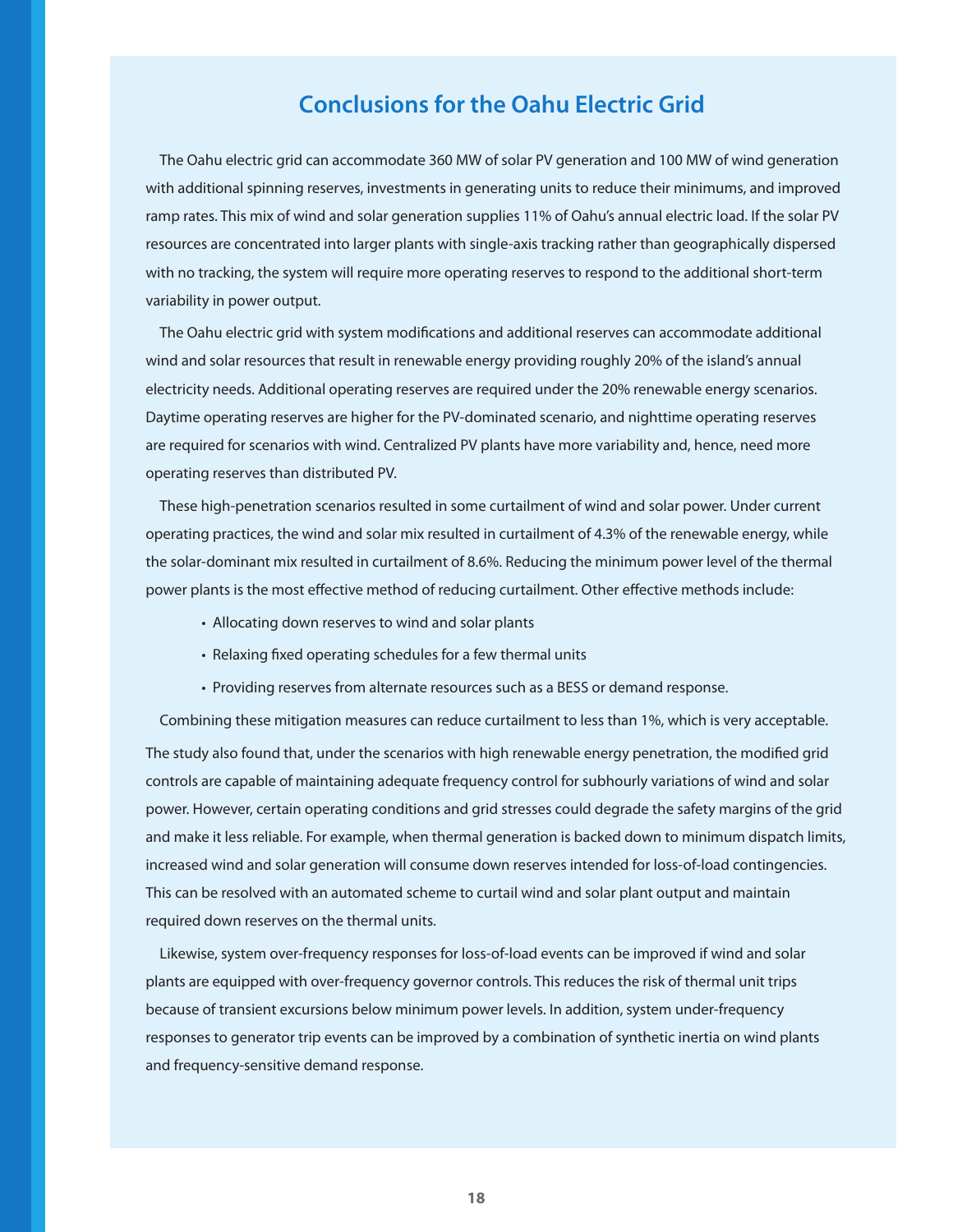## Conclusions for the Oahu Electric Grid

The Oahu electric grid can accommodate 360 MW of solar PV generation and 100 MW of wind generation with additional spinning reserves, investments in generating units to reduce their minimums, and improved ramp rates. This mix of wind and solar generation supplies 11% of Oahu's annual electric load. If the solar PV resources are concentrated into larger plants with single-axis tracking rather than geographically dispersed with no tracking, the system will require more operating reserves to respond to the additional short-term variability in power output.

The Oahu electric grid with system modifications and additional reserves can accommodate additional wind and solar resources that result in renewable energy providing roughly 20% of the island's annual electricity needs. Additional operating reserves are required under the 20% renewable energy scenarios. Daytime operating reserves are higher for the PV-dominated scenario, and nighttime operating reserves are required for scenarios with wind. Centralized PV plants have more variability and, hence, need more operating reserves than distributed PV.

These high-penetration scenarios resulted in some curtailment of wind and solar power. Under current operating practices, the wind and solar mix resulted in curtailment of 4.3% of the renewable energy, while the solar-dominant mix resulted in curtailment of 8.6%. Reducing the minimum power level of the thermal power plants is the most effective method of reducing curtailment. Other effective methods include:

- Allocating down reserves to wind and solar plants
- Relaxing fixed operating schedules for a few thermal units
- Providing reserves from alternate resources such as a BESS or demand response.

Combining these mitigation measures can reduce curtailment to less than 1%, which is very acceptable. The study also found that, under the scenarios with high renewable energy penetration, the modified grid controls are capable of maintaining adequate frequency control for subhourly variations of wind and solar power. However, certain operating conditions and grid stresses could degrade the safety margins of the grid and make it less reliable. For example, when thermal generation is backed down to minimum dispatch limits, increased wind and solar generation will consume down reserves intended for loss-of-load contingencies. This can be resolved with an automated scheme to curtail wind and solar plant output and maintain required down reserves on the thermal units.

Likewise, system over-frequency responses for loss-of-load events can be improved if wind and solar plants are equipped with over-frequency governor controls. This reduces the risk of thermal unit trips because of transient excursions below minimum power levels. In addition, system under-frequency responses to generator trip events can be improved by a combination of synthetic inertia on wind plants and frequency-sensitive demand response.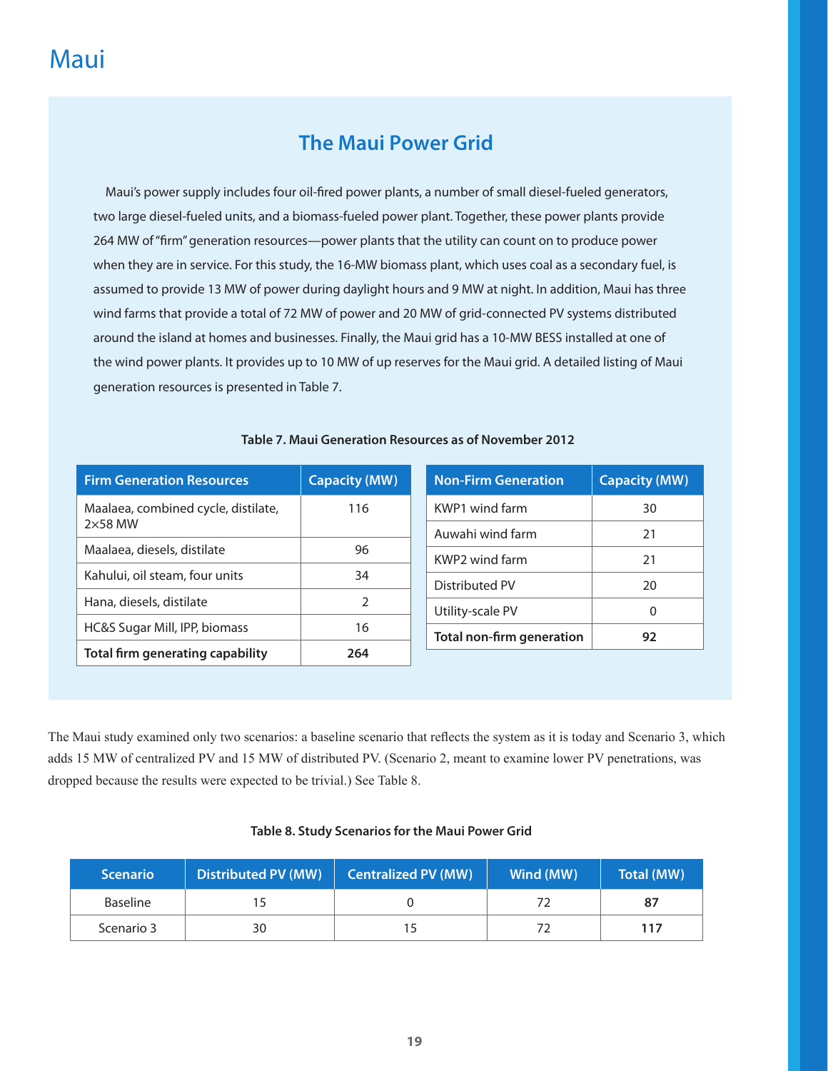# Maui

## The Maui Power Grid

Maui's power supply includes four oil-fired power plants, a number of small diesel-fueled generators, two large diesel-fueled units, and a biomass-fueled power plant. Together, these power plants provide 264 MW of "firm" generation resources—power plants that the utility can count on to produce power when they are in service. For this study, the 16-MW biomass plant, which uses coal as a secondary fuel, is assumed to provide 13 MW of power during daylight hours and 9 MW at night. In addition, Maui has three wind farms that provide a total of 72 MW of power and 20 MW of grid-connected PV systems distributed around the island at homes and businesses. Finally, the Maui grid has a 10-MW BESS installed at one of the wind power plants. It provides up to 10 MW of up reserves for the Maui grid. A detailed listing of Maui generation resources is presented in Table 7.

**Table 7. Maui Generation Resources as of November 2012**

| Firm Generation Resources | Capacity (MW) |
|---|---|
| Maalaea, combined cycle, distilate, 2×58 MW | 116 |
| Maalaea, diesels, distilate | 96 |
| Kahului, oil steam, four units | 34 |
| Hana, diesels, distilate | 2 |
| HC&S Sugar Mill, IPP, biomass | 16 |
| **Total firm generating capability** | **264** |

| Non-Firm Generation | Capacity (MW) |
|---|---|
| KWP1 wind farm | 30 |
| Auwahi wind farm | 21 |
| KWP2 wind farm | 21 |
| Distributed PV | 20 |
| Utility-scale PV | 0 |
| **Total non-firm generation** | **92** |

The Maui study examined only two scenarios: a baseline scenario that reflects the system as it is today and Scenario 3, which adds 15 MW of centralized PV and 15 MW of distributed PV. (Scenario 2, meant to examine lower PV penetrations, was dropped because the results were expected to be trivial.) See Table 8.

**Table 8. Study Scenarios for the Maui Power Grid**

| Scenario | Distributed PV (MW) | Centralized PV (MW) | Wind (MW) | Total (MW) |
|---|---|---|---|---|
| Baseline | 15 | 0 | 72 | **87** |
| Scenario 3 | 30 | 15 | 72 | **117** |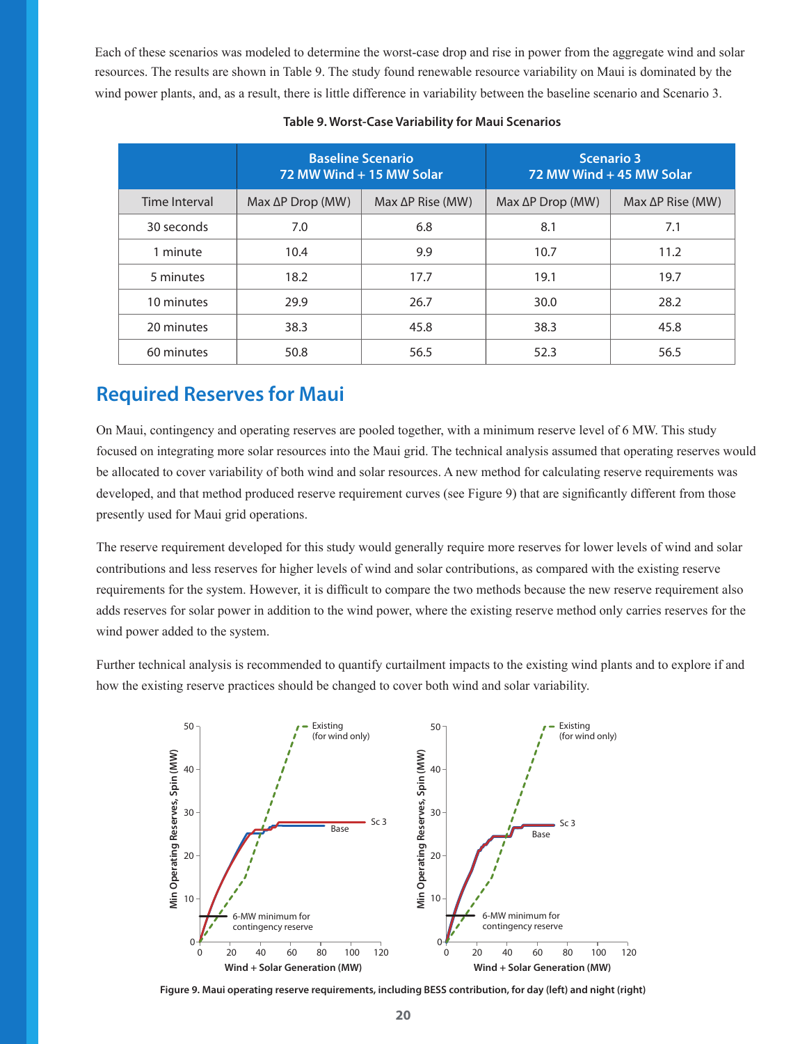Each of these scenarios was modeled to determine the worst-case drop and rise in power from the aggregate wind and solar resources. The results are shown in Table 9. The study found renewable resource variability on Maui is dominated by the wind power plants, and, as a result, there is little difference in variability between the baseline scenario and Scenario 3.

**Table 9. Worst-Case Variability for Maui Scenarios**

| | Baseline Scenario 72 MW Wind + 15 MW Solar | | Scenario 3 72 MW Wind + 45 MW Solar | |
|---|---|---|---|---|
| Time Interval | Max ΔP Drop (MW) | Max ΔP Rise (MW) | Max ΔP Drop (MW) | Max ΔP Rise (MW) |
| 30 seconds | 7.0 | 6.8 | 8.1 | 7.1 |
| 1 minute | 10.4 | 9.9 | 10.7 | 11.2 |
| 5 minutes | 18.2 | 17.7 | 19.1 | 19.7 |
| 10 minutes | 29.9 | 26.7 | 30.0 | 28.2 |
| 20 minutes | 38.3 | 45.8 | 38.3 | 45.8 |
| 60 minutes | 50.8 | 56.5 | 52.3 | 56.5 |

## Required Reserves for Maui

On Maui, contingency and operating reserves are pooled together, with a minimum reserve level of 6 MW. This study focused on integrating more solar resources into the Maui grid. The technical analysis assumed that operating reserves would be allocated to cover variability of both wind and solar resources. A new method for calculating reserve requirements was developed, and that method produced reserve requirement curves (see Figure 9) that are significantly different from those presently used for Maui grid operations.

The reserve requirement developed for this study would generally require more reserves for lower levels of wind and solar contributions and less reserves for higher levels of wind and solar contributions, as compared with the existing reserve requirements for the system. However, it is difficult to compare the two methods because the new reserve requirement also adds reserves for solar power in addition to the wind power, where the existing reserve method only carries reserves for the wind power added to the system.

Further technical analysis is recommended to quantify curtailment impacts to the existing wind plants and to explore if and how the existing reserve practices should be changed to cover both wind and solar variability.

**Figure 9. Maui operating reserve requirements, including BESS contribution, for day (left) and night (right)**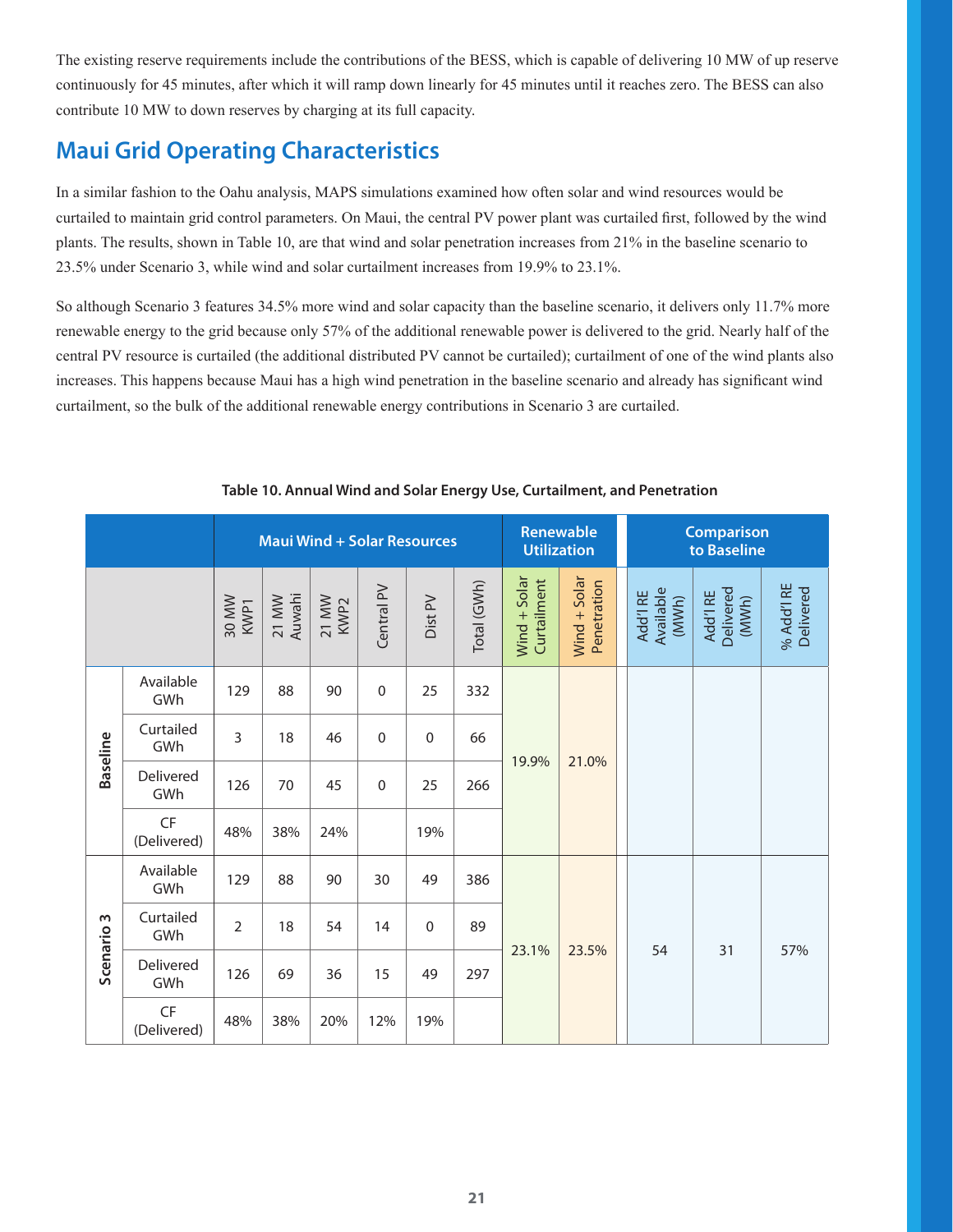The existing reserve requirements include the contributions of the BESS, which is capable of delivering 10 MW of up reserve continuously for 45 minutes, after which it will ramp down linearly for 45 minutes until it reaches zero. The BESS can also contribute 10 MW to down reserves by charging at its full capacity.

## Maui Grid Operating Characteristics

In a similar fashion to the Oahu analysis, MAPS simulations examined how often solar and wind resources would be curtailed to maintain grid control parameters. On Maui, the central PV power plant was curtailed first, followed by the wind plants. The results, shown in Table 10, are that wind and solar penetration increases from 21% in the baseline scenario to 23.5% under Scenario 3, while wind and solar curtailment increases from 19.9% to 23.1%.

So although Scenario 3 features 34.5% more wind and solar capacity than the baseline scenario, it delivers only 11.7% more renewable energy to the grid because only 57% of the additional renewable power is delivered to the grid. Nearly half of the central PV resource is curtailed (the additional distributed PV cannot be curtailed); curtailment of one of the wind plants also increases. This happens because Maui has a high wind penetration in the baseline scenario and already has significant wind curtailment, so the bulk of the additional renewable energy contributions in Scenario 3 are curtailed.

**Table 10. Annual Wind and Solar Energy Use, Curtailment, and Penetration**

| | | Maui Wind + Solar Resources | | | | | | Renewable Utilization | | Comparison to Baseline | | |
|---|---|---|---|---|---|---|---|---|---|---|---|---|
| | | 30 MW KWP1 | 21 MW Auwahi | 21 MW KWP2 | Central PV | Dist PV | Total (GWh) | Wind + Solar Curtailment | Wind + Solar Penetration | Add'l RE Available (MWh) | Add'l RE Delivered (MWh) | % Add'l RE Delivered |
| Baseline | Available GWh | 129 | 88 | 90 | 0 | 25 | 332 | 19.9% | 21.0% | | | |
| | Curtailed GWh | 3 | 18 | 46 | 0 | 0 | 66 | | | | | |
| | Delivered GWh | 126 | 70 | 45 | 0 | 25 | 266 | | | | | |
| | CF (Delivered) | 48% | 38% | 24% | | 19% | | | | | | |
| Scenario 3 | Available GWh | 129 | 88 | 90 | 30 | 49 | 386 | 23.1% | 23.5% | 54 | 31 | 57% |
| | Curtailed GWh | 2 | 18 | 54 | 14 | 0 | 89 | | | | | |
| | Delivered GWh | 126 | 69 | 36 | 15 | 49 | 297 | | | | | |
| | CF (Delivered) | 48% | 38% | 20% | 12% | 19% | | | | | | |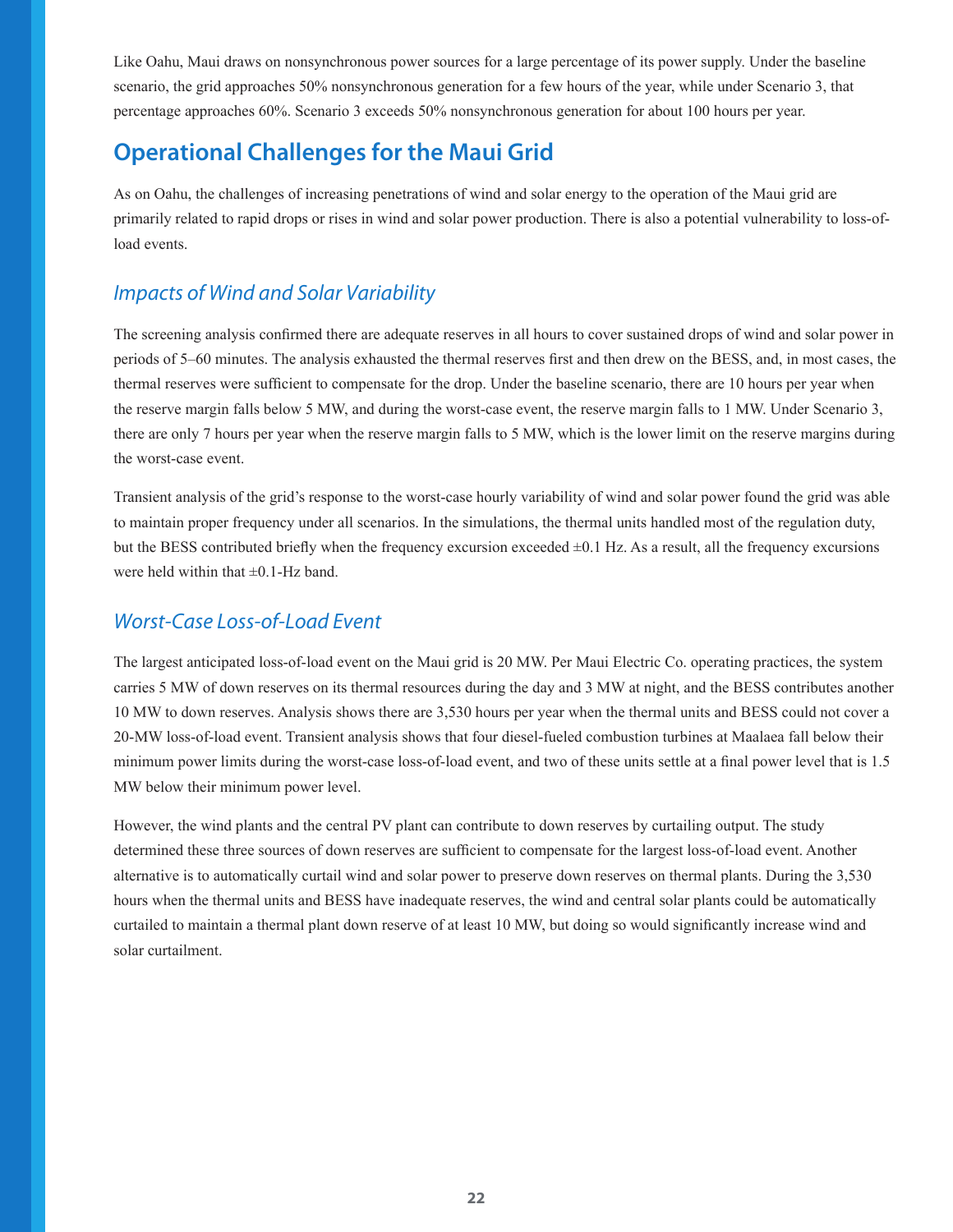Like Oahu, Maui draws on nonsynchronous power sources for a large percentage of its power supply. Under the baseline scenario, the grid approaches 50% nonsynchronous generation for a few hours of the year, while under Scenario 3, that percentage approaches 60%. Scenario 3 exceeds 50% nonsynchronous generation for about 100 hours per year.

## Operational Challenges for the Maui Grid

As on Oahu, the challenges of increasing penetrations of wind and solar energy to the operation of the Maui grid are primarily related to rapid drops or rises in wind and solar power production. There is also a potential vulnerability to loss-of-load events.

### *Impacts of Wind and Solar Variability*

The screening analysis confirmed there are adequate reserves in all hours to cover sustained drops of wind and solar power in periods of 5–60 minutes. The analysis exhausted the thermal reserves first and then drew on the BESS, and, in most cases, the thermal reserves were sufficient to compensate for the drop. Under the baseline scenario, there are 10 hours per year when the reserve margin falls below 5 MW, and during the worst-case event, the reserve margin falls to 1 MW. Under Scenario 3, there are only 7 hours per year when the reserve margin falls to 5 MW, which is the lower limit on the reserve margins during the worst-case event.

Transient analysis of the grid's response to the worst-case hourly variability of wind and solar power found the grid was able to maintain proper frequency under all scenarios. In the simulations, the thermal units handled most of the regulation duty, but the BESS contributed briefly when the frequency excursion exceeded ±0.1 Hz. As a result, all the frequency excursions were held within that ±0.1-Hz band.

### *Worst-Case Loss-of-Load Event*

The largest anticipated loss-of-load event on the Maui grid is 20 MW. Per Maui Electric Co. operating practices, the system carries 5 MW of down reserves on its thermal resources during the day and 3 MW at night, and the BESS contributes another 10 MW to down reserves. Analysis shows there are 3,530 hours per year when the thermal units and BESS could not cover a 20-MW loss-of-load event. Transient analysis shows that four diesel-fueled combustion turbines at Maalaea fall below their minimum power limits during the worst-case loss-of-load event, and two of these units settle at a final power level that is 1.5 MW below their minimum power level.

However, the wind plants and the central PV plant can contribute to down reserves by curtailing output. The study determined these three sources of down reserves are sufficient to compensate for the largest loss-of-load event. Another alternative is to automatically curtail wind and solar power to preserve down reserves on thermal plants. During the 3,530 hours when the thermal units and BESS have inadequate reserves, the wind and central solar plants could be automatically curtailed to maintain a thermal plant down reserve of at least 10 MW, but doing so would significantly increase wind and solar curtailment.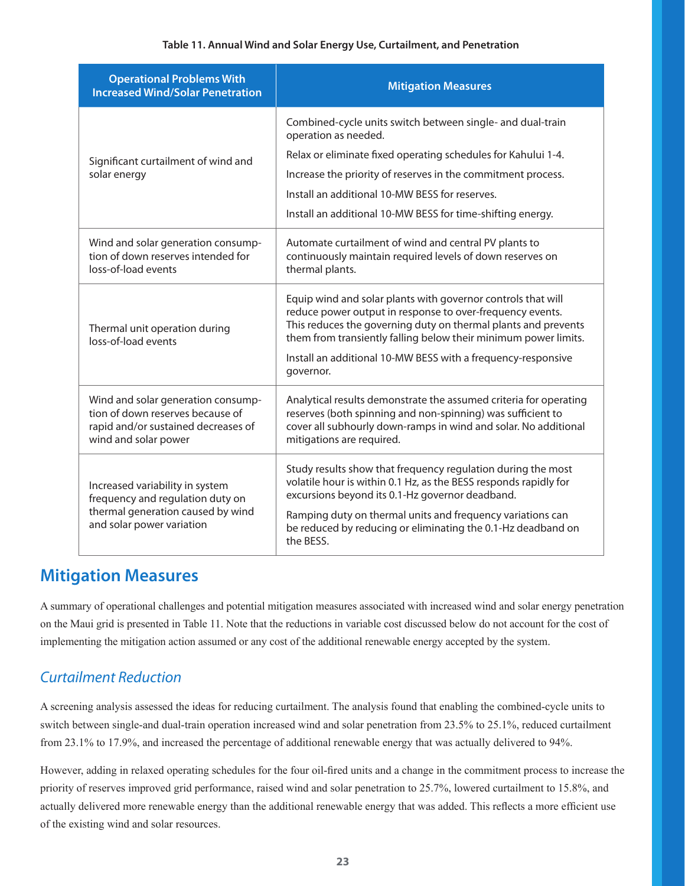**Table 11. Annual Wind and Solar Energy Use, Curtailment, and Penetration**

| Operational Problems With Increased Wind/Solar Penetration | Mitigation Measures |
|---|---|
| Significant curtailment of wind and solar energy | Combined-cycle units switch between single- and dual-train operation as needed.<br>Relax or eliminate fixed operating schedules for Kahului 1-4.<br>Increase the priority of reserves in the commitment process.<br>Install an additional 10-MW BESS for reserves.<br>Install an additional 10-MW BESS for time-shifting energy. |
| Wind and solar generation consumption of down reserves intended for loss-of-load events | Automate curtailment of wind and central PV plants to continuously maintain required levels of down reserves on thermal plants. |
| Thermal unit operation during loss-of-load events | Equip wind and solar plants with governor controls that will reduce power output in response to over-frequency events. This reduces the governing duty on thermal plants and prevents them from transiently falling below their minimum power limits.<br>Install an additional 10-MW BESS with a frequency-responsive governor. |
| Wind and solar generation consumption of down reserves because of rapid and/or sustained decreases of wind and solar power | Analytical results demonstrate the assumed criteria for operating reserves (both spinning and non-spinning) was sufficient to cover all subhourly down-ramps in wind and solar. No additional mitigations are required. |
| Increased variability in system frequency and regulation duty on thermal generation caused by wind and solar power variation | Study results show that frequency regulation during the most volatile hour is within 0.1 Hz, as the BESS responds rapidly for excursions beyond its 0.1-Hz governor deadband.<br>Ramping duty on thermal units and frequency variations can be reduced by reducing or eliminating the 0.1-Hz deadband on the BESS. |

## Mitigation Measures

A summary of operational challenges and potential mitigation measures associated with increased wind and solar energy penetration on the Maui grid is presented in Table 11. Note that the reductions in variable cost discussed below do not account for the cost of implementing the mitigation action assumed or any cost of the additional renewable energy accepted by the system.

### *Curtailment Reduction*

A screening analysis assessed the ideas for reducing curtailment. The analysis found that enabling the combined-cycle units to switch between single-and dual-train operation increased wind and solar penetration from 23.5% to 25.1%, reduced curtailment from 23.1% to 17.9%, and increased the percentage of additional renewable energy that was actually delivered to 94%.

However, adding in relaxed operating schedules for the four oil-fired units and a change in the commitment process to increase the priority of reserves improved grid performance, raised wind and solar penetration to 25.7%, lowered curtailment to 15.8%, and actually delivered more renewable energy than the additional renewable energy that was added. This reflects a more efficient use of the existing wind and solar resources.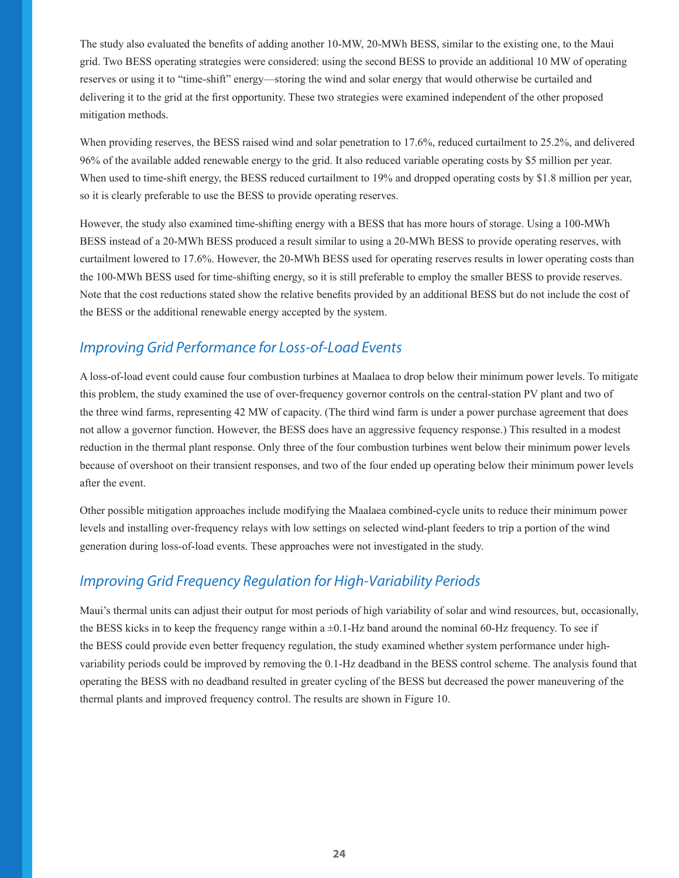The study also evaluated the benefits of adding another 10-MW, 20-MWh BESS, similar to the existing one, to the Maui grid. Two BESS operating strategies were considered: using the second BESS to provide an additional 10 MW of operating reserves or using it to "time-shift" energy—storing the wind and solar energy that would otherwise be curtailed and delivering it to the grid at the first opportunity. These two strategies were examined independent of the other proposed mitigation methods.

When providing reserves, the BESS raised wind and solar penetration to 17.6%, reduced curtailment to 25.2%, and delivered 96% of the available added renewable energy to the grid. It also reduced variable operating costs by $5 million per year. When used to time-shift energy, the BESS reduced curtailment to 19% and dropped operating costs by $1.8 million per year, so it is clearly preferable to use the BESS to provide operating reserves.

However, the study also examined time-shifting energy with a BESS that has more hours of storage. Using a 100-MWh BESS instead of a 20-MWh BESS produced a result similar to using a 20-MWh BESS to provide operating reserves, with curtailment lowered to 17.6%. However, the 20-MWh BESS used for operating reserves results in lower operating costs than the 100-MWh BESS used for time-shifting energy, so it is still preferable to employ the smaller BESS to provide reserves. Note that the cost reductions stated show the relative benefits provided by an additional BESS but do not include the cost of the BESS or the additional renewable energy accepted by the system.

## *Improving Grid Performance for Loss-of-Load Events*

A loss-of-load event could cause four combustion turbines at Maalaea to drop below their minimum power levels. To mitigate this problem, the study examined the use of over-frequency governor controls on the central-station PV plant and two of the three wind farms, representing 42 MW of capacity. (The third wind farm is under a power purchase agreement that does not allow a governor function. However, the BESS does have an aggressive fequency response.) This resulted in a modest reduction in the thermal plant response. Only three of the four combustion turbines went below their minimum power levels because of overshoot on their transient responses, and two of the four ended up operating below their minimum power levels after the event.

Other possible mitigation approaches include modifying the Maalaea combined-cycle units to reduce their minimum power levels and installing over-frequency relays with low settings on selected wind-plant feeders to trip a portion of the wind generation during loss-of-load events. These approaches were not investigated in the study.

## *Improving Grid Frequency Regulation for High-Variability Periods*

Maui's thermal units can adjust their output for most periods of high variability of solar and wind resources, but, occasionally, the BESS kicks in to keep the frequency range within a ±0.1-Hz band around the nominal 60-Hz frequency. To see if the BESS could provide even better frequency regulation, the study examined whether system performance under high-variability periods could be improved by removing the 0.1-Hz deadband in the BESS control scheme. The analysis found that operating the BESS with no deadband resulted in greater cycling of the BESS but decreased the power maneuvering of the thermal plants and improved frequency control. The results are shown in Figure 10.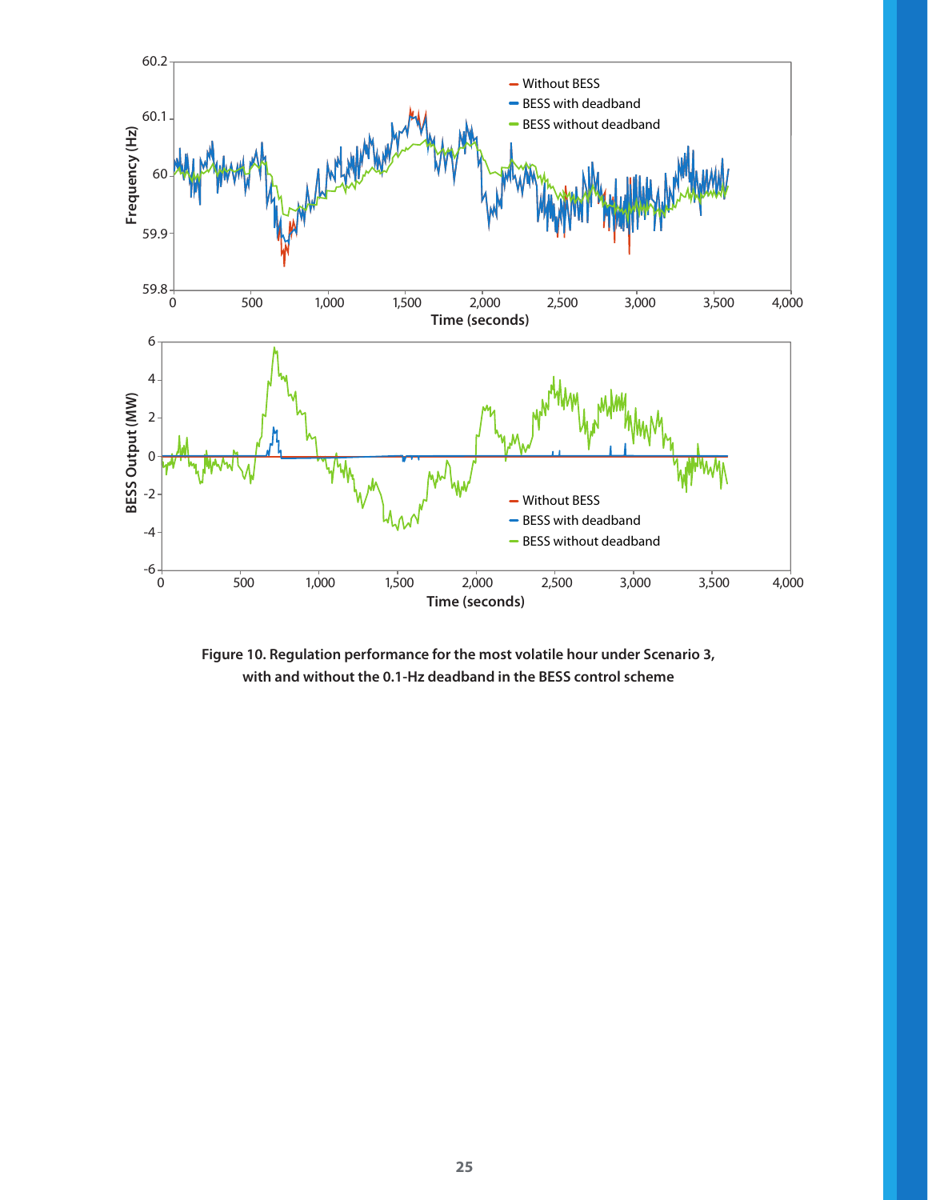**Figure 10. Regulation performance for the most volatile hour under Scenario 3, with and without the 0.1-Hz deadband in the BESS control scheme**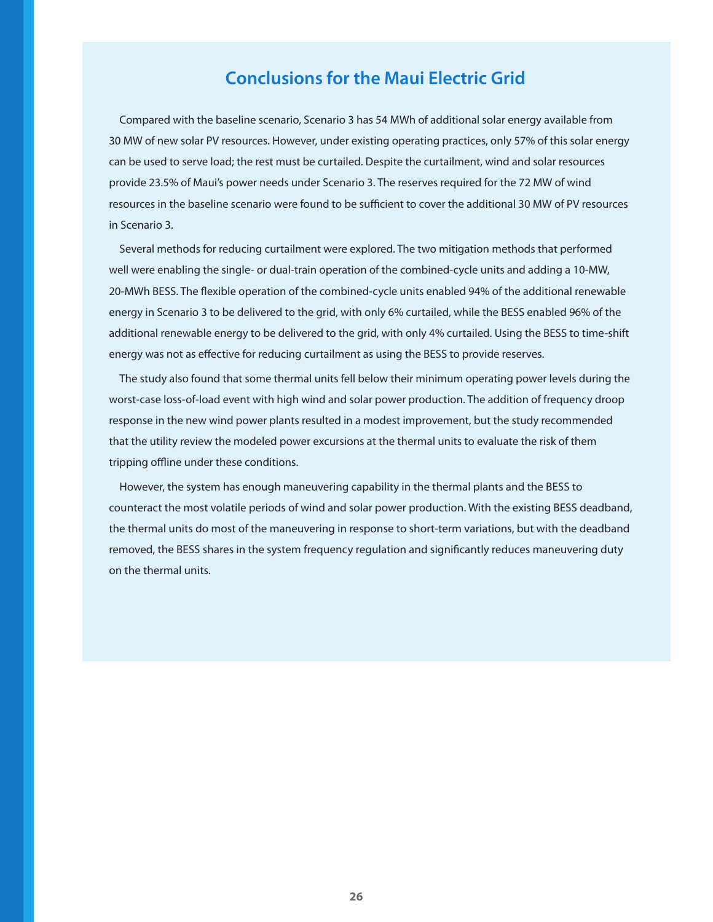## Conclusions for the Maui Electric Grid

Compared with the baseline scenario, Scenario 3 has 54 MWh of additional solar energy available from 30 MW of new solar PV resources. However, under existing operating practices, only 57% of this solar energy can be used to serve load; the rest must be curtailed. Despite the curtailment, wind and solar resources provide 23.5% of Maui's power needs under Scenario 3. The reserves required for the 72 MW of wind resources in the baseline scenario were found to be sufficient to cover the additional 30 MW of PV resources in Scenario 3.

Several methods for reducing curtailment were explored. The two mitigation methods that performed well were enabling the single- or dual-train operation of the combined-cycle units and adding a 10-MW, 20-MWh BESS. The flexible operation of the combined-cycle units enabled 94% of the additional renewable energy in Scenario 3 to be delivered to the grid, with only 6% curtailed, while the BESS enabled 96% of the additional renewable energy to be delivered to the grid, with only 4% curtailed. Using the BESS to time-shift energy was not as effective for reducing curtailment as using the BESS to provide reserves.

The study also found that some thermal units fell below their minimum operating power levels during the worst-case loss-of-load event with high wind and solar power production. The addition of frequency droop response in the new wind power plants resulted in a modest improvement, but the study recommended that the utility review the modeled power excursions at the thermal units to evaluate the risk of them tripping offline under these conditions.

However, the system has enough maneuvering capability in the thermal plants and the BESS to counteract the most volatile periods of wind and solar power production. With the existing BESS deadband, the thermal units do most of the maneuvering in response to short-term variations, but with the deadband removed, the BESS shares in the system frequency regulation and significantly reduces maneuvering duty on the thermal units.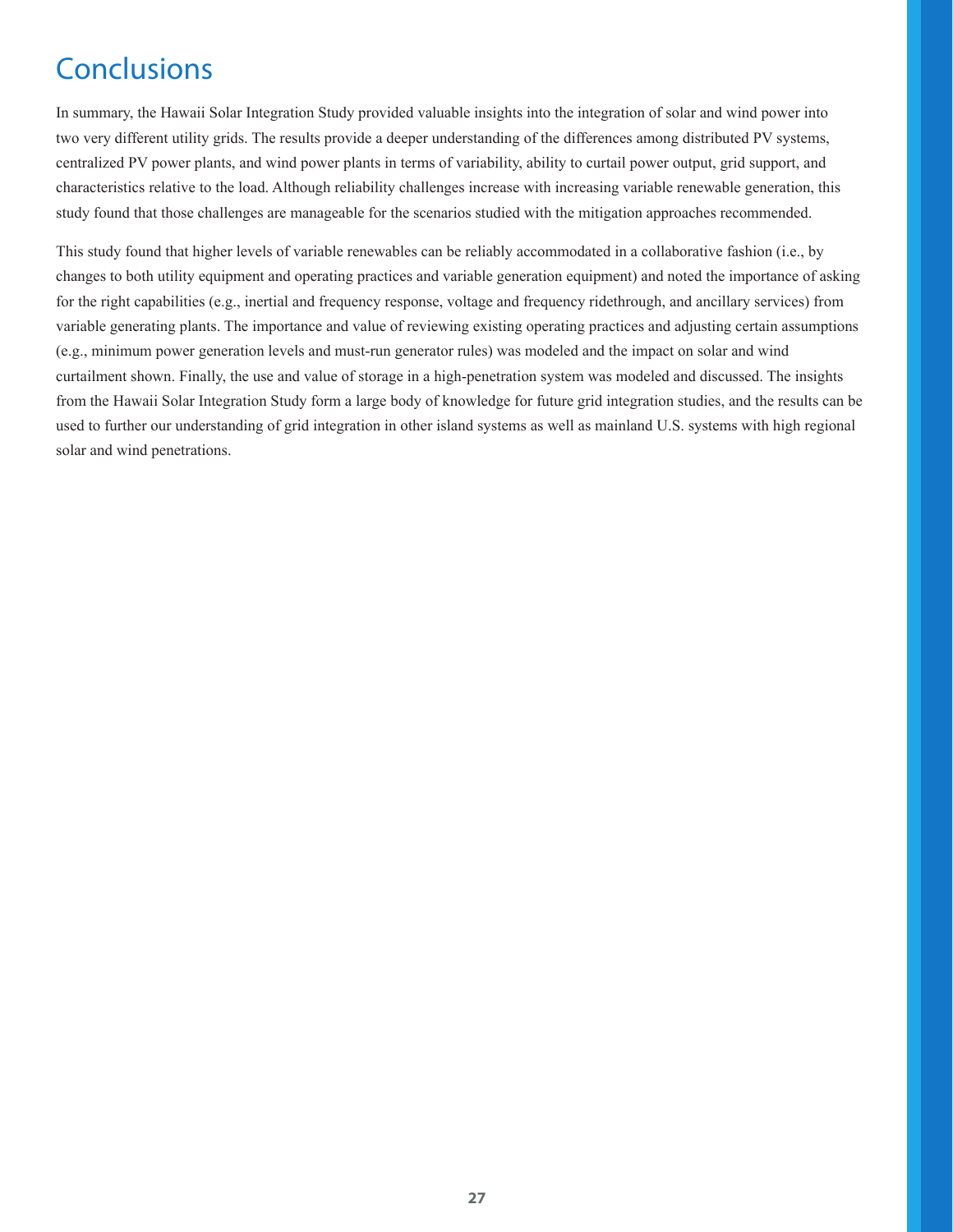# Conclusions

In summary, the Hawaii Solar Integration Study provided valuable insights into the integration of solar and wind power into two very different utility grids. The results provide a deeper understanding of the differences among distributed PV systems, centralized PV power plants, and wind power plants in terms of variability, ability to curtail power output, grid support, and characteristics relative to the load. Although reliability challenges increase with increasing variable renewable generation, this study found that those challenges are manageable for the scenarios studied with the mitigation approaches recommended.

This study found that higher levels of variable renewables can be reliably accommodated in a collaborative fashion (i.e., by changes to both utility equipment and operating practices and variable generation equipment) and noted the importance of asking for the right capabilities (e.g., inertial and frequency response, voltage and frequency ridethrough, and ancillary services) from variable generating plants. The importance and value of reviewing existing operating practices and adjusting certain assumptions (e.g., minimum power generation levels and must-run generator rules) was modeled and the impact on solar and wind curtailment shown. Finally, the use and value of storage in a high-penetration system was modeled and discussed. The insights from the Hawaii Solar Integration Study form a large body of knowledge for future grid integration studies, and the results can be used to further our understanding of grid integration in other island systems as well as mainland U.S. systems with high regional solar and wind penetrations.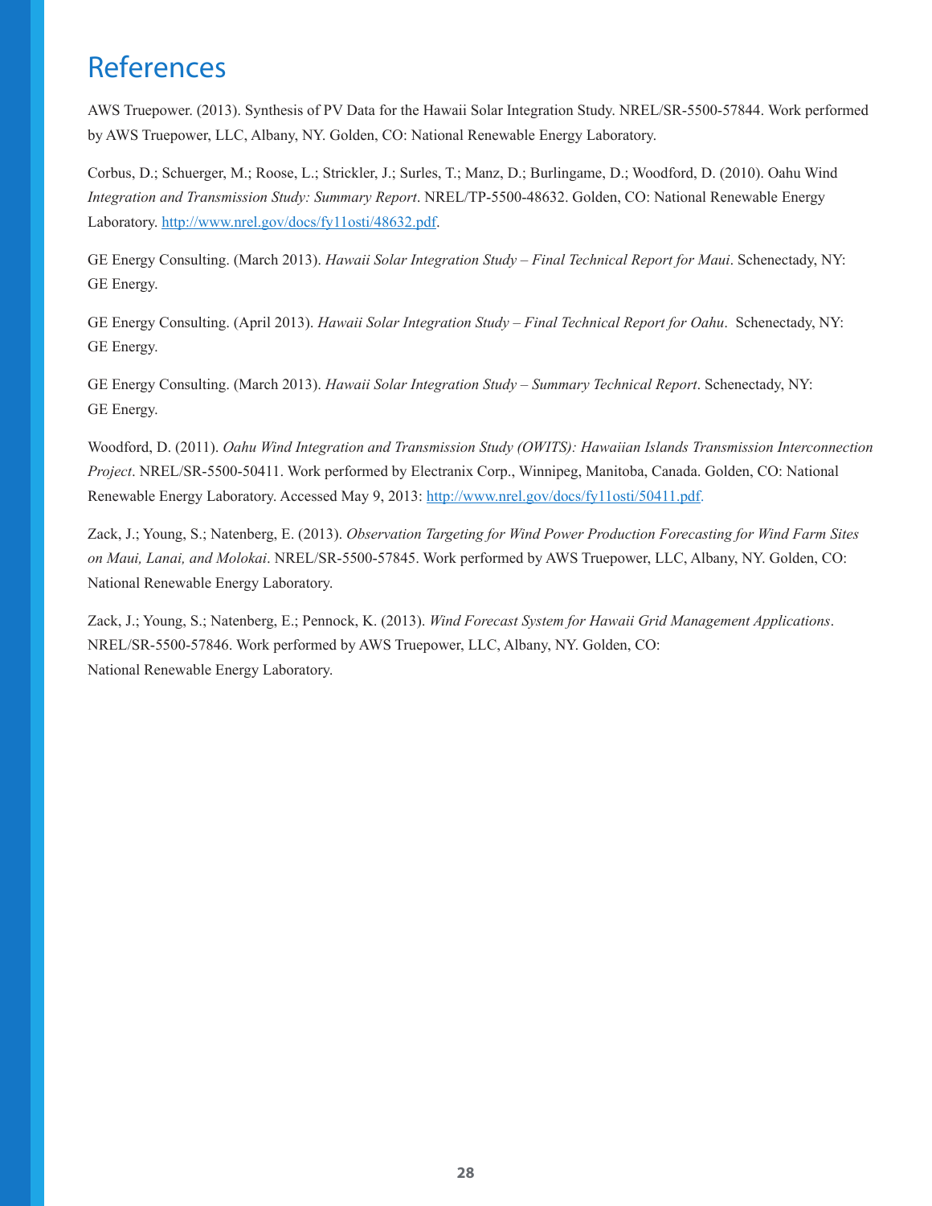# References

AWS Truepower. (2013). Synthesis of PV Data for the Hawaii Solar Integration Study. NREL/SR-5500-57844. Work performed by AWS Truepower, LLC, Albany, NY. Golden, CO: National Renewable Energy Laboratory.

Corbus, D.; Schuerger, M.; Roose, L.; Strickler, J.; Surles, T.; Manz, D.; Burlingame, D.; Woodford, D. (2010). Oahu Wind *Integration and Transmission Study: Summary Report*. NREL/TP-5500-48632. Golden, CO: National Renewable Energy Laboratory. http://www.nrel.gov/docs/fy11osti/48632.pdf.

GE Energy Consulting. (March 2013). *Hawaii Solar Integration Study – Final Technical Report for Maui*. Schenectady, NY: GE Energy.

GE Energy Consulting. (April 2013). *Hawaii Solar Integration Study – Final Technical Report for Oahu*. Schenectady, NY: GE Energy.

GE Energy Consulting. (March 2013). *Hawaii Solar Integration Study – Summary Technical Report*. Schenectady, NY: GE Energy.

Woodford, D. (2011). *Oahu Wind Integration and Transmission Study (OWITS): Hawaiian Islands Transmission Interconnection Project*. NREL/SR-5500-50411. Work performed by Electranix Corp., Winnipeg, Manitoba, Canada. Golden, CO: National Renewable Energy Laboratory. Accessed May 9, 2013: http://www.nrel.gov/docs/fy11osti/50411.pdf.

Zack, J.; Young, S.; Natenberg, E. (2013). *Observation Targeting for Wind Power Production Forecasting for Wind Farm Sites on Maui, Lanai, and Molokai*. NREL/SR-5500-57845. Work performed by AWS Truepower, LLC, Albany, NY. Golden, CO: National Renewable Energy Laboratory.

Zack, J.; Young, S.; Natenberg, E.; Pennock, K. (2013). *Wind Forecast System for Hawaii Grid Management Applications*. NREL/SR-5500-57846. Work performed by AWS Truepower, LLC, Albany, NY. Golden, CO: National Renewable Energy Laboratory.